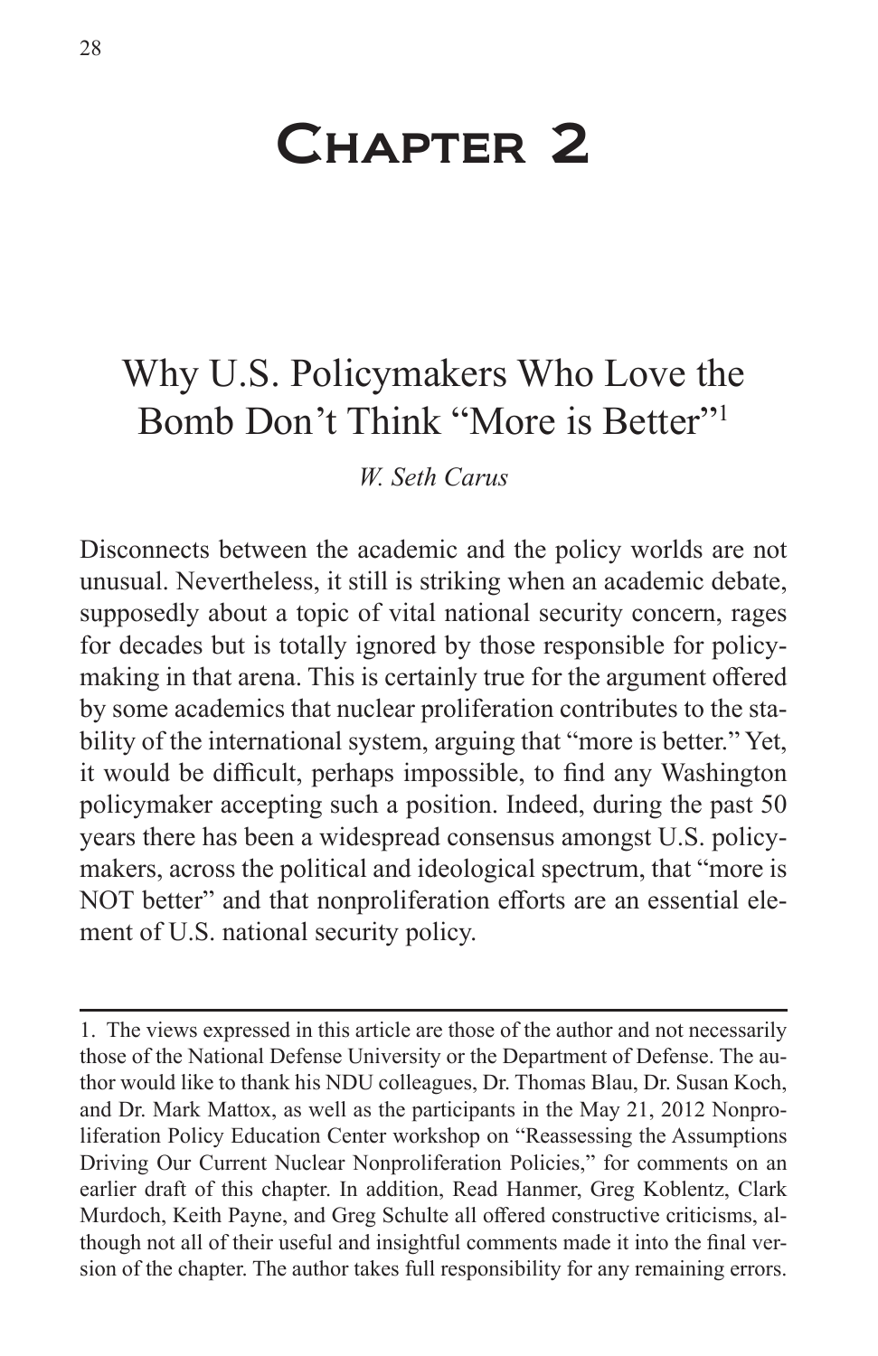# Chapter 2

## Why U.S. Policymakers Who Love the Bomb Don't Think "More is Better"[1]

*W. Seth Carus*

Disconnects between the academic and the policy worlds are not unusual. Nevertheless, it still is striking when an academic debate, supposedly about a topic of vital national security concern, rages for decades but is totally ignored by those responsible for policymaking in that arena. This is certainly true for the argument offered by some academics that nuclear proliferation contributes to the stability of the international system, arguing that "more is better." Yet, it would be difficult, perhaps impossible, to find any Washington policymaker accepting such a position. Indeed, during the past 50 years there has been a widespread consensus amongst U.S. policymakers, across the political and ideological spectrum, that "more is NOT better" and that nonproliferation efforts are an essential element of U.S. national security policy.

---

1. The views expressed in this article are those of the author and not necessarily those of the National Defense University or the Department of Defense. The author would like to thank his NDU colleagues, Dr. Thomas Blau, Dr. Susan Koch, and Dr. Mark Mattox, as well as the participants in the May 21, 2012 Nonproliferation Policy Education Center workshop on "Reassessing the Assumptions Driving Our Current Nuclear Nonproliferation Policies," for comments on an earlier draft of this chapter. In addition, Read Hanmer, Greg Koblentz, Clark Murdoch, Keith Payne, and Greg Schulte all offered constructive criticisms, although not all of their useful and insightful comments made it into the final version of the chapter. The author takes full responsibility for any remaining errors.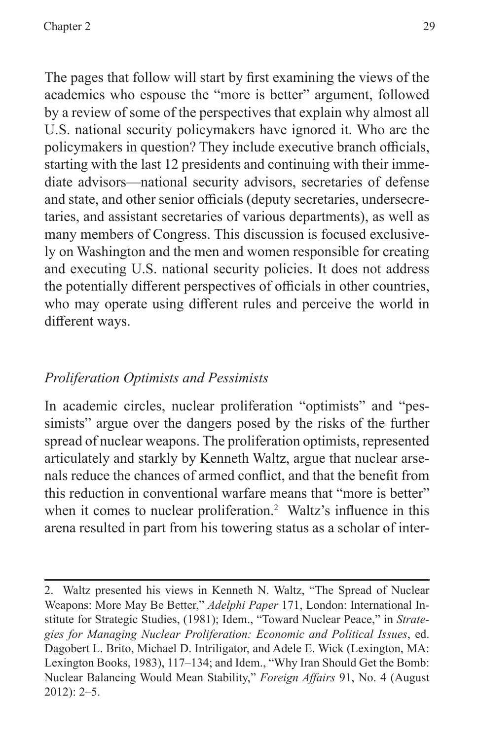The pages that follow will start by first examining the views of the academics who espouse the "more is better" argument, followed by a review of some of the perspectives that explain why almost all U.S. national security policymakers have ignored it. Who are the policymakers in question? They include executive branch officials, starting with the last 12 presidents and continuing with their immediate advisors—national security advisors, secretaries of defense and state, and other senior officials (deputy secretaries, undersecretaries, and assistant secretaries of various departments), as well as many members of Congress. This discussion is focused exclusively on Washington and the men and women responsible for creating and executing U.S. national security policies. It does not address the potentially different perspectives of officials in other countries, who may operate using different rules and perceive the world in different ways.

### *Proliferation Optimists and Pessimists*

In academic circles, nuclear proliferation "optimists" and "pessimists" argue over the dangers posed by the risks of the further spread of nuclear weapons. The proliferation optimists, represented articulately and starkly by Kenneth Waltz, argue that nuclear arsenals reduce the chances of armed conflict, and that the benefit from this reduction in conventional warfare means that "more is better" when it comes to nuclear proliferation.[2] Waltz's influence in this arena resulted in part from his towering status as a scholar of inter-

---

2. Waltz presented his views in Kenneth N. Waltz, "The Spread of Nuclear Weapons: More May Be Better," *Adelphi Paper* 171, London: International Institute for Strategic Studies, (1981); Idem., "Toward Nuclear Peace," in *Strategies for Managing Nuclear Proliferation: Economic and Political Issues*, ed. Dagobert L. Brito, Michael D. Intriligator, and Adele E. Wick (Lexington, MA: Lexington Books, 1983), 117–134; and Idem., "Why Iran Should Get the Bomb: Nuclear Balancing Would Mean Stability," *Foreign Affairs* 91, No. 4 (August 2012): 2–5.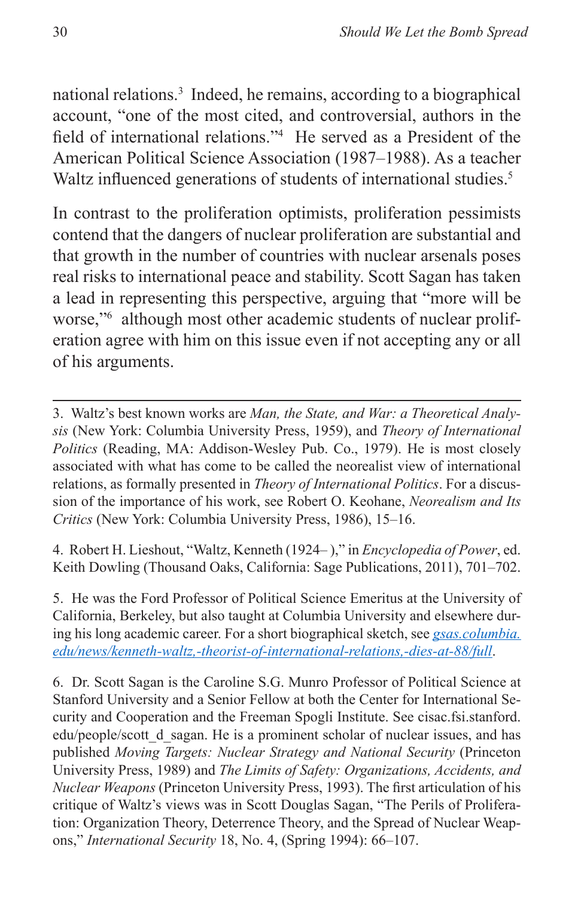national relations.[3] Indeed, he remains, according to a biographical account, "one of the most cited, and controversial, authors in the field of international relations."[4] He served as a President of the American Political Science Association (1987–1988). As a teacher Waltz influenced generations of students of international studies.[5]

In contrast to the proliferation optimists, proliferation pessimists contend that the dangers of nuclear proliferation are substantial and that growth in the number of countries with nuclear arsenals poses real risks to international peace and stability. Scott Sagan has taken a lead in representing this perspective, arguing that "more will be worse,"[6] although most other academic students of nuclear proliferation agree with him on this issue even if not accepting any or all of his arguments.

---

3. Waltz's best known works are *Man, the State, and War: a Theoretical Analysis* (New York: Columbia University Press, 1959), and *Theory of International Politics* (Reading, MA: Addison-Wesley Pub. Co., 1979). He is most closely associated with what has come to be called the neorealist view of international relations, as formally presented in *Theory of International Politics*. For a discussion of the importance of his work, see Robert O. Keohane, *Neorealism and Its Critics* (New York: Columbia University Press, 1986), 15–16.

4. Robert H. Lieshout, "Waltz, Kenneth (1924– )," in *Encyclopedia of Power*, ed. Keith Dowling (Thousand Oaks, California: Sage Publications, 2011), 701–702.

5. He was the Ford Professor of Political Science Emeritus at the University of California, Berkeley, but also taught at Columbia University and elsewhere during his long academic career. For a short biographical sketch, see *gsas.columbia.edu/news/kenneth-waltz,-theorist-of-international-relations,-dies-at-88/full*.

6. Dr. Scott Sagan is the Caroline S.G. Munro Professor of Political Science at Stanford University and a Senior Fellow at both the Center for International Security and Cooperation and the Freeman Spogli Institute. See cisac.fsi.stanford.edu/people/scott_d_sagan. He is a prominent scholar of nuclear issues, and has published *Moving Targets: Nuclear Strategy and National Security* (Princeton University Press, 1989) and *The Limits of Safety: Organizations, Accidents, and Nuclear Weapons* (Princeton University Press, 1993). The first articulation of his critique of Waltz's views was in Scott Douglas Sagan, "The Perils of Proliferation: Organization Theory, Deterrence Theory, and the Spread of Nuclear Weapons," *International Security* 18, No. 4, (Spring 1994): 66–107.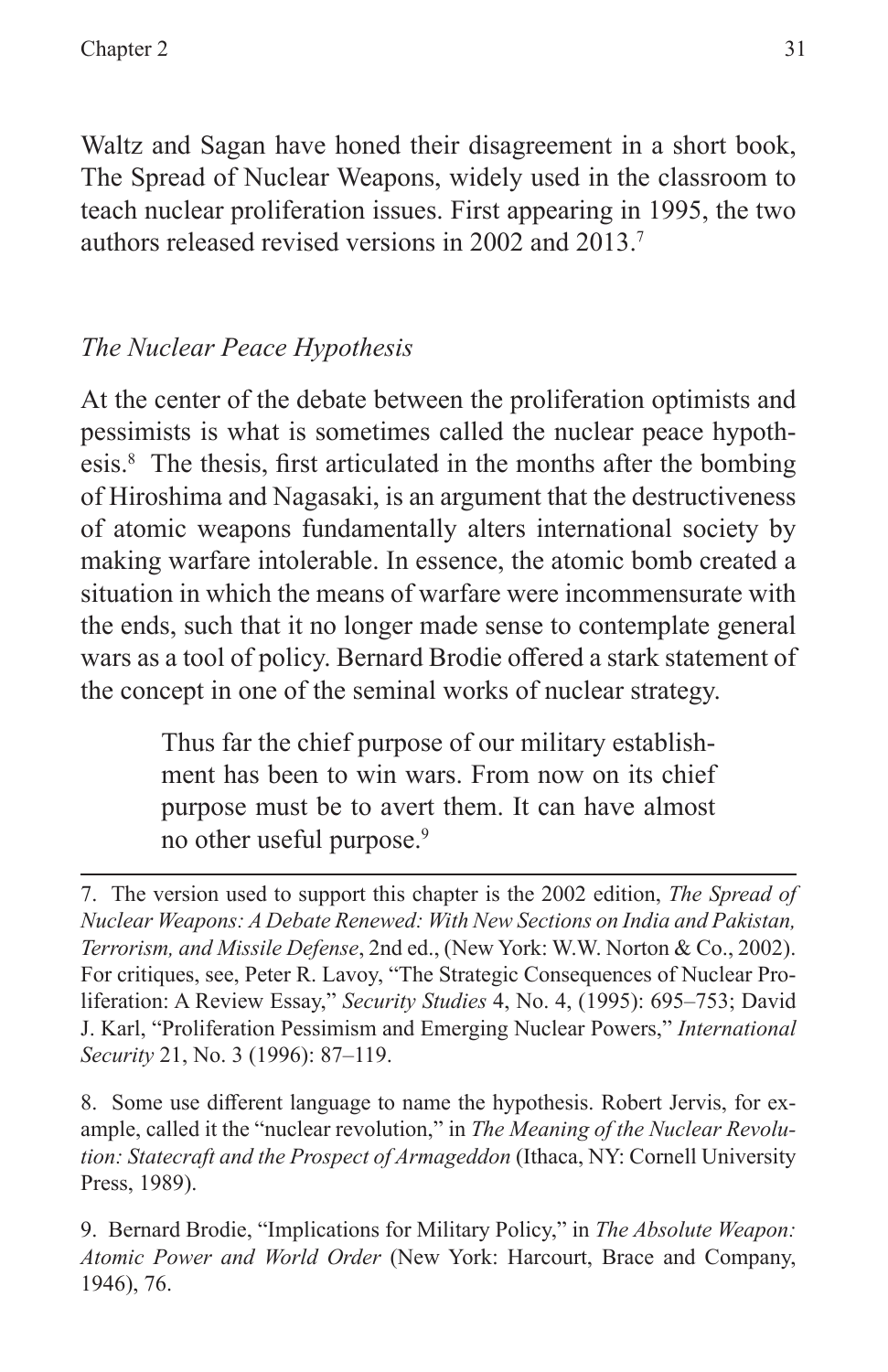Waltz and Sagan have honed their disagreement in a short book, The Spread of Nuclear Weapons, widely used in the classroom to teach nuclear proliferation issues. First appearing in 1995, the two authors released revised versions in 2002 and 2013.[7]

### *The Nuclear Peace Hypothesis*

At the center of the debate between the proliferation optimists and pessimists is what is sometimes called the nuclear peace hypothesis.[8] The thesis, first articulated in the months after the bombing of Hiroshima and Nagasaki, is an argument that the destructiveness of atomic weapons fundamentally alters international society by making warfare intolerable. In essence, the atomic bomb created a situation in which the means of warfare were incommensurate with the ends, such that it no longer made sense to contemplate general wars as a tool of policy. Bernard Brodie offered a stark statement of the concept in one of the seminal works of nuclear strategy.

> Thus far the chief purpose of our military establishment has been to win wars. From now on its chief purpose must be to avert them. It can have almost no other useful purpose.[9]

---

7. The version used to support this chapter is the 2002 edition, *The Spread of Nuclear Weapons: A Debate Renewed: With New Sections on India and Pakistan, Terrorism, and Missile Defense*, 2nd ed., (New York: W.W. Norton & Co., 2002). For critiques, see, Peter R. Lavoy, "The Strategic Consequences of Nuclear Proliferation: A Review Essay," *Security Studies* 4, No. 4, (1995): 695–753; David J. Karl, "Proliferation Pessimism and Emerging Nuclear Powers," *International Security* 21, No. 3 (1996): 87–119.

8. Some use different language to name the hypothesis. Robert Jervis, for example, called it the "nuclear revolution," in *The Meaning of the Nuclear Revolution: Statecraft and the Prospect of Armageddon* (Ithaca, NY: Cornell University Press, 1989).

9. Bernard Brodie, "Implications for Military Policy," in *The Absolute Weapon: Atomic Power and World Order* (New York: Harcourt, Brace and Company, 1946), 76.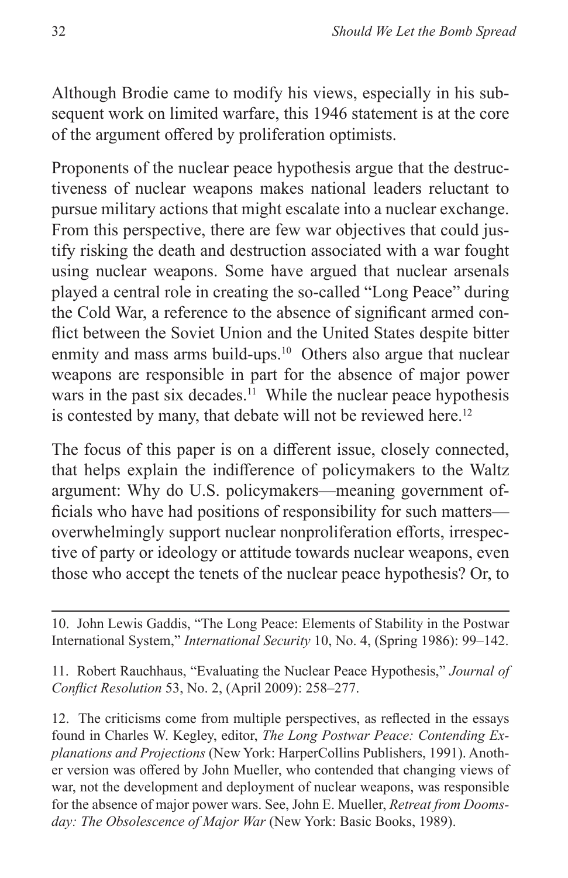Although Brodie came to modify his views, especially in his subsequent work on limited warfare, this 1946 statement is at the core of the argument offered by proliferation optimists.

Proponents of the nuclear peace hypothesis argue that the destructiveness of nuclear weapons makes national leaders reluctant to pursue military actions that might escalate into a nuclear exchange. From this perspective, there are few war objectives that could justify risking the death and destruction associated with a war fought using nuclear weapons. Some have argued that nuclear arsenals played a central role in creating the so-called "Long Peace" during the Cold War, a reference to the absence of significant armed conflict between the Soviet Union and the United States despite bitter enmity and mass arms build-ups.[10] Others also argue that nuclear weapons are responsible in part for the absence of major power wars in the past six decades.[11] While the nuclear peace hypothesis is contested by many, that debate will not be reviewed here.[12]

The focus of this paper is on a different issue, closely connected, that helps explain the indifference of policymakers to the Waltz argument: Why do U.S. policymakers—meaning government officials who have had positions of responsibility for such matters—overwhelmingly support nuclear nonproliferation efforts, irrespective of party or ideology or attitude towards nuclear weapons, even those who accept the tenets of the nuclear peace hypothesis? Or, to

---

10. John Lewis Gaddis, "The Long Peace: Elements of Stability in the Postwar International System," *International Security* 10, No. 4, (Spring 1986): 99–142.

11. Robert Rauchhaus, "Evaluating the Nuclear Peace Hypothesis," *Journal of Conflict Resolution* 53, No. 2, (April 2009): 258–277.

12. The criticisms come from multiple perspectives, as reflected in the essays found in Charles W. Kegley, editor, *The Long Postwar Peace: Contending Explanations and Projections* (New York: HarperCollins Publishers, 1991). Another version was offered by John Mueller, who contended that changing views of war, not the development and deployment of nuclear weapons, was responsible for the absence of major power wars. See, John E. Mueller, *Retreat from Doomsday: The Obsolescence of Major War* (New York: Basic Books, 1989).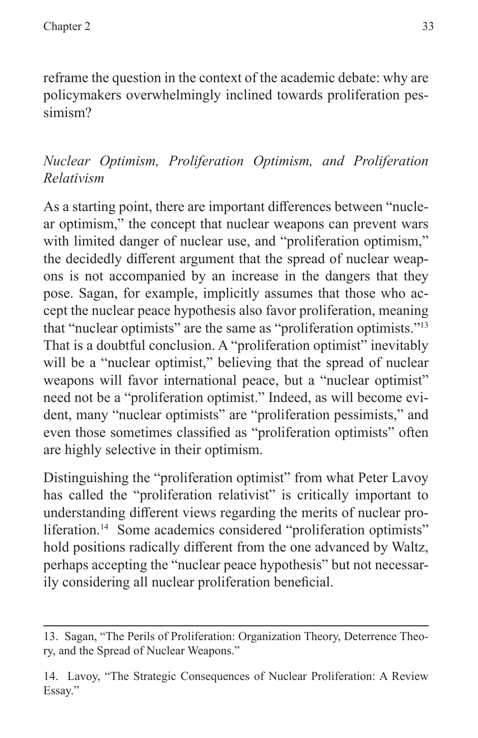reframe the question in the context of the academic debate: why are policymakers overwhelmingly inclined towards proliferation pessimism?

### *Nuclear Optimism, Proliferation Optimism, and Proliferation Relativism*

As a starting point, there are important differences between "nuclear optimism," the concept that nuclear weapons can prevent wars with limited danger of nuclear use, and "proliferation optimism," the decidedly different argument that the spread of nuclear weapons is not accompanied by an increase in the dangers that they pose. Sagan, for example, implicitly assumes that those who accept the nuclear peace hypothesis also favor proliferation, meaning that "nuclear optimists" are the same as "proliferation optimists."[13] That is a doubtful conclusion. A "proliferation optimist" inevitably will be a "nuclear optimist," believing that the spread of nuclear weapons will favor international peace, but a "nuclear optimist" need not be a "proliferation optimist." Indeed, as will become evident, many "nuclear optimists" are "proliferation pessimists," and even those sometimes classified as "proliferation optimists" often are highly selective in their optimism.

Distinguishing the "proliferation optimist" from what Peter Lavoy has called the "proliferation relativist" is critically important to understanding different views regarding the merits of nuclear proliferation.[14] Some academics considered "proliferation optimists" hold positions radically different from the one advanced by Waltz, perhaps accepting the "nuclear peace hypothesis" but not necessarily considering all nuclear proliferation beneficial.

---

13. Sagan, "The Perils of Proliferation: Organization Theory, Deterrence Theory, and the Spread of Nuclear Weapons."

14. Lavoy, "The Strategic Consequences of Nuclear Proliferation: A Review Essay."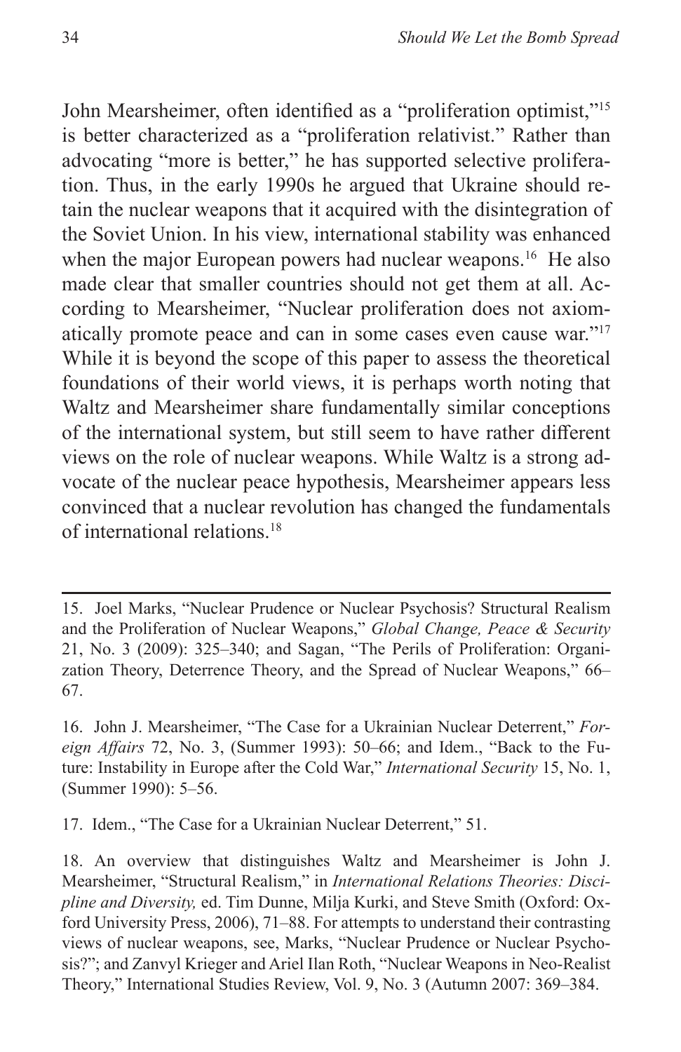John Mearsheimer, often identified as a "proliferation optimist,"[15] is better characterized as a "proliferation relativist." Rather than advocating "more is better," he has supported selective proliferation. Thus, in the early 1990s he argued that Ukraine should retain the nuclear weapons that it acquired with the disintegration of the Soviet Union. In his view, international stability was enhanced when the major European powers had nuclear weapons.[16] He also made clear that smaller countries should not get them at all. According to Mearsheimer, "Nuclear proliferation does not axiomatically promote peace and can in some cases even cause war."[17] While it is beyond the scope of this paper to assess the theoretical foundations of their world views, it is perhaps worth noting that Waltz and Mearsheimer share fundamentally similar conceptions of the international system, but still seem to have rather different views on the role of nuclear weapons. While Waltz is a strong advocate of the nuclear peace hypothesis, Mearsheimer appears less convinced that a nuclear revolution has changed the fundamentals of international relations.[18]

---

15. Joel Marks, "Nuclear Prudence or Nuclear Psychosis? Structural Realism and the Proliferation of Nuclear Weapons," *Global Change, Peace & Security* 21, No. 3 (2009): 325–340; and Sagan, "The Perils of Proliferation: Organization Theory, Deterrence Theory, and the Spread of Nuclear Weapons," 66–67.

16. John J. Mearsheimer, "The Case for a Ukrainian Nuclear Deterrent," *Foreign Affairs* 72, No. 3, (Summer 1993): 50–66; and Idem., "Back to the Future: Instability in Europe after the Cold War," *International Security* 15, No. 1, (Summer 1990): 5–56.

17. Idem., "The Case for a Ukrainian Nuclear Deterrent," 51.

18. An overview that distinguishes Waltz and Mearsheimer is John J. Mearsheimer, "Structural Realism," in *International Relations Theories: Discipline and Diversity,* ed. Tim Dunne, Milja Kurki, and Steve Smith (Oxford: Oxford University Press, 2006), 71–88. For attempts to understand their contrasting views of nuclear weapons, see, Marks, "Nuclear Prudence or Nuclear Psychosis?"; and Zanvyl Krieger and Ariel Ilan Roth, "Nuclear Weapons in Neo-Realist Theory," International Studies Review, Vol. 9, No. 3 (Autumn 2007: 369–384.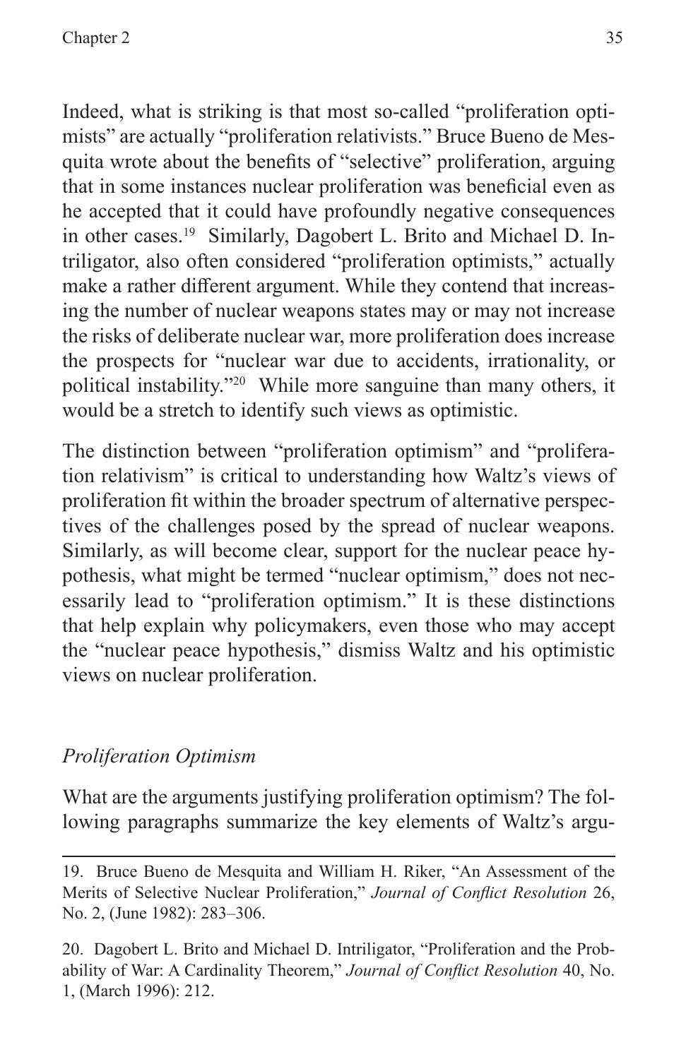Indeed, what is striking is that most so-called "proliferation optimists" are actually "proliferation relativists." Bruce Bueno de Mesquita wrote about the benefits of "selective" proliferation, arguing that in some instances nuclear proliferation was beneficial even as he accepted that it could have profoundly negative consequences in other cases.[19] Similarly, Dagobert L. Brito and Michael D. Intriligator, also often considered "proliferation optimists," actually make a rather different argument. While they contend that increasing the number of nuclear weapons states may or may not increase the risks of deliberate nuclear war, more proliferation does increase the prospects for "nuclear war due to accidents, irrationality, or political instability."[20] While more sanguine than many others, it would be a stretch to identify such views as optimistic.

The distinction between "proliferation optimism" and "proliferation relativism" is critical to understanding how Waltz's views of proliferation fit within the broader spectrum of alternative perspectives of the challenges posed by the spread of nuclear weapons. Similarly, as will become clear, support for the nuclear peace hypothesis, what might be termed "nuclear optimism," does not necessarily lead to "proliferation optimism." It is these distinctions that help explain why policymakers, even those who may accept the "nuclear peace hypothesis," dismiss Waltz and his optimistic views on nuclear proliferation.

### *Proliferation Optimism*

What are the arguments justifying proliferation optimism? The following paragraphs summarize the key elements of Waltz's argu-

---

19. Bruce Bueno de Mesquita and William H. Riker, "An Assessment of the Merits of Selective Nuclear Proliferation," *Journal of Conflict Resolution* 26, No. 2, (June 1982): 283–306.

20. Dagobert L. Brito and Michael D. Intriligator, "Proliferation and the Probability of War: A Cardinality Theorem," *Journal of Conflict Resolution* 40, No. 1, (March 1996): 212.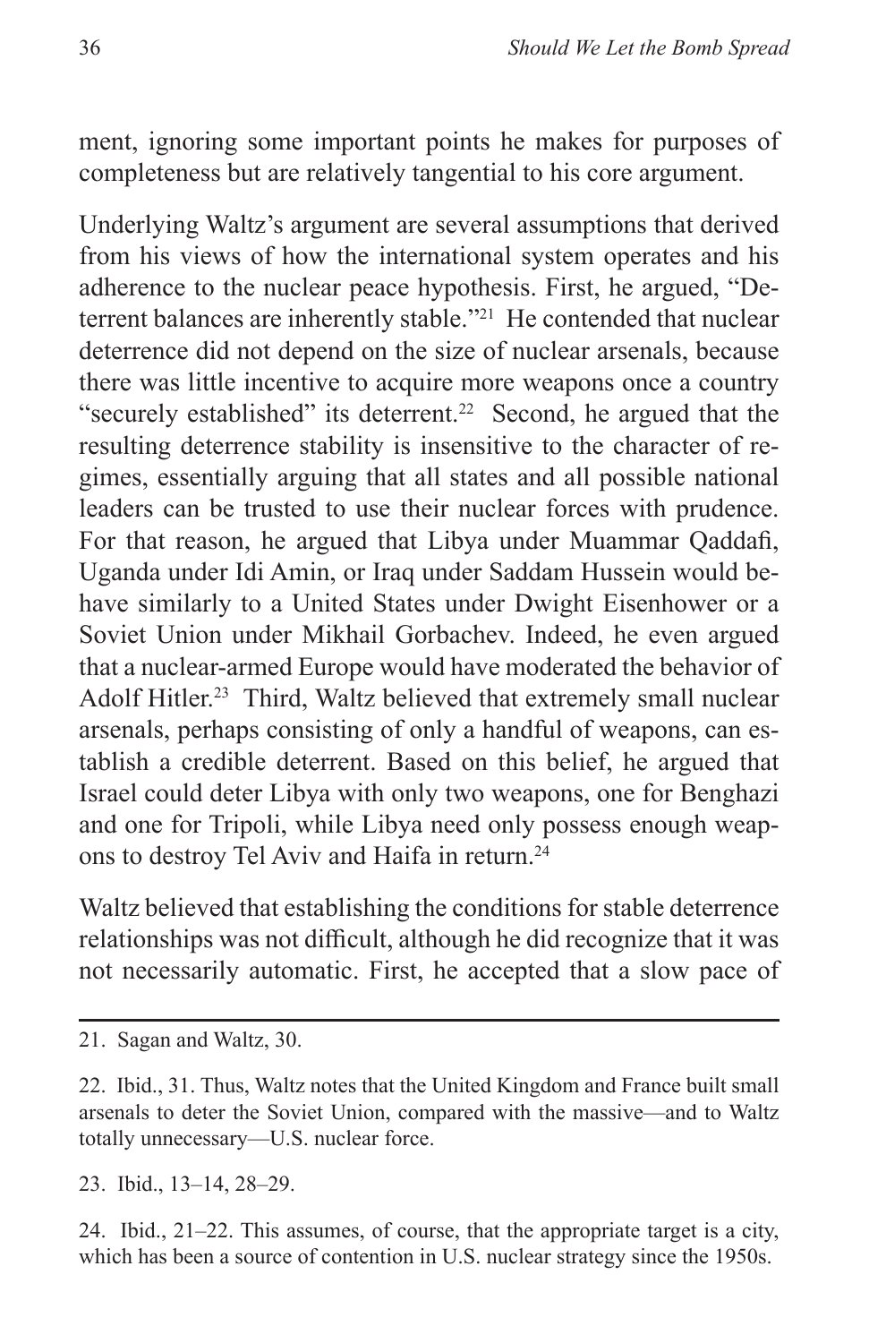ment, ignoring some important points he makes for purposes of completeness but are relatively tangential to his core argument.

Underlying Waltz's argument are several assumptions that derived from his views of how the international system operates and his adherence to the nuclear peace hypothesis. First, he argued, "Deterrent balances are inherently stable."[21] He contended that nuclear deterrence did not depend on the size of nuclear arsenals, because there was little incentive to acquire more weapons once a country "securely established" its deterrent.[22] Second, he argued that the resulting deterrence stability is insensitive to the character of regimes, essentially arguing that all states and all possible national leaders can be trusted to use their nuclear forces with prudence. For that reason, he argued that Libya under Muammar Qaddafi, Uganda under Idi Amin, or Iraq under Saddam Hussein would behave similarly to a United States under Dwight Eisenhower or a Soviet Union under Mikhail Gorbachev. Indeed, he even argued that a nuclear-armed Europe would have moderated the behavior of Adolf Hitler.[23] Third, Waltz believed that extremely small nuclear arsenals, perhaps consisting of only a handful of weapons, can establish a credible deterrent. Based on this belief, he argued that Israel could deter Libya with only two weapons, one for Benghazi and one for Tripoli, while Libya need only possess enough weapons to destroy Tel Aviv and Haifa in return.[24]

Waltz believed that establishing the conditions for stable deterrence relationships was not difficult, although he did recognize that it was not necessarily automatic. First, he accepted that a slow pace of

---

21. Sagan and Waltz, 30.

22. Ibid., 31. Thus, Waltz notes that the United Kingdom and France built small arsenals to deter the Soviet Union, compared with the massive—and to Waltz totally unnecessary—U.S. nuclear force.

23. Ibid., 13–14, 28–29.

24. Ibid., 21–22. This assumes, of course, that the appropriate target is a city, which has been a source of contention in U.S. nuclear strategy since the 1950s.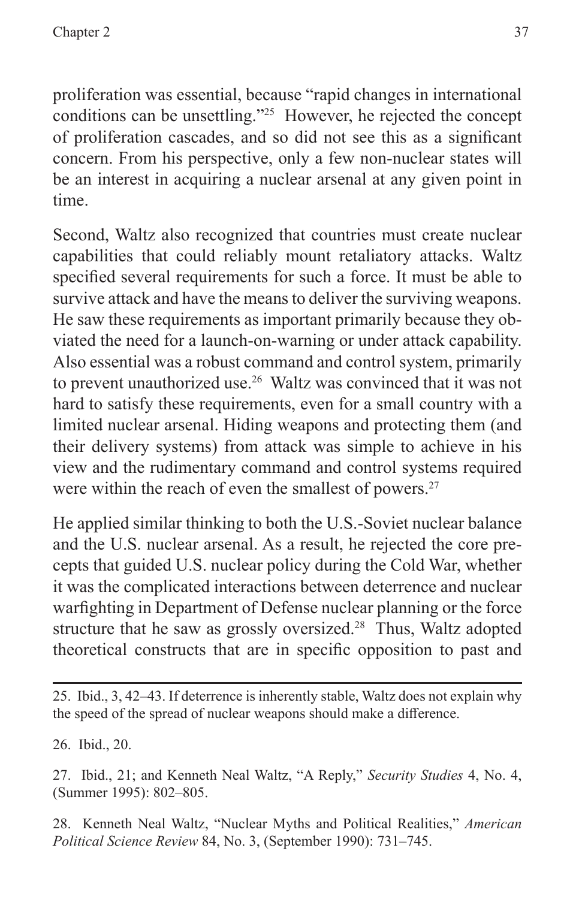proliferation was essential, because "rapid changes in international conditions can be unsettling."[25] However, he rejected the concept of proliferation cascades, and so did not see this as a significant concern. From his perspective, only a few non-nuclear states will be an interest in acquiring a nuclear arsenal at any given point in time.

Second, Waltz also recognized that countries must create nuclear capabilities that could reliably mount retaliatory attacks. Waltz specified several requirements for such a force. It must be able to survive attack and have the means to deliver the surviving weapons. He saw these requirements as important primarily because they obviated the need for a launch-on-warning or under attack capability. Also essential was a robust command and control system, primarily to prevent unauthorized use.[26] Waltz was convinced that it was not hard to satisfy these requirements, even for a small country with a limited nuclear arsenal. Hiding weapons and protecting them (and their delivery systems) from attack was simple to achieve in his view and the rudimentary command and control systems required were within the reach of even the smallest of powers.[27]

He applied similar thinking to both the U.S.-Soviet nuclear balance and the U.S. nuclear arsenal. As a result, he rejected the core precepts that guided U.S. nuclear policy during the Cold War, whether it was the complicated interactions between deterrence and nuclear warfighting in Department of Defense nuclear planning or the force structure that he saw as grossly oversized.[28] Thus, Waltz adopted theoretical constructs that are in specific opposition to past and

---

25. Ibid., 3, 42–43. If deterrence is inherently stable, Waltz does not explain why the speed of the spread of nuclear weapons should make a difference.

26. Ibid., 20.

27. Ibid., 21; and Kenneth Neal Waltz, "A Reply," *Security Studies* 4, No. 4, (Summer 1995): 802–805.

28. Kenneth Neal Waltz, "Nuclear Myths and Political Realities," *American Political Science Review* 84, No. 3, (September 1990): 731–745.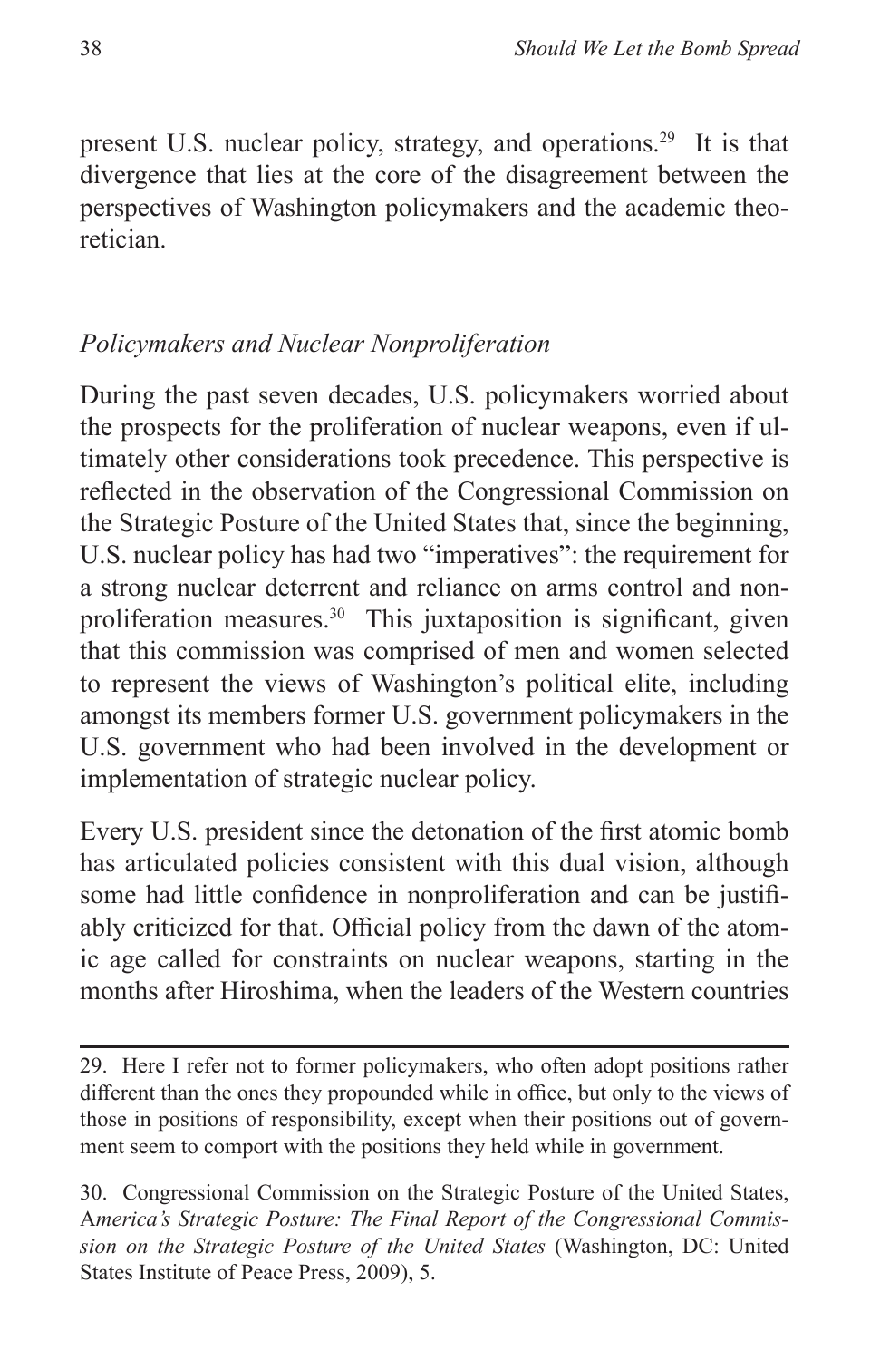present U.S. nuclear policy, strategy, and operations.[29] It is that divergence that lies at the core of the disagreement between the perspectives of Washington policymakers and the academic theoretician.

### *Policymakers and Nuclear Nonproliferation*

During the past seven decades, U.S. policymakers worried about the prospects for the proliferation of nuclear weapons, even if ultimately other considerations took precedence. This perspective is reflected in the observation of the Congressional Commission on the Strategic Posture of the United States that, since the beginning, U.S. nuclear policy has had two "imperatives": the requirement for a strong nuclear deterrent and reliance on arms control and nonproliferation measures.[30] This juxtaposition is significant, given that this commission was comprised of men and women selected to represent the views of Washington's political elite, including amongst its members former U.S. government policymakers in the U.S. government who had been involved in the development or implementation of strategic nuclear policy.

Every U.S. president since the detonation of the first atomic bomb has articulated policies consistent with this dual vision, although some had little confidence in nonproliferation and can be justifiably criticized for that. Official policy from the dawn of the atomic age called for constraints on nuclear weapons, starting in the months after Hiroshima, when the leaders of the Western countries

---

29. Here I refer not to former policymakers, who often adopt positions rather different than the ones they propounded while in office, but only to the views of those in positions of responsibility, except when their positions out of government seem to comport with the positions they held while in government.

30. Congressional Commission on the Strategic Posture of the United States, *America's Strategic Posture: The Final Report of the Congressional Commission on the Strategic Posture of the United States* (Washington, DC: United States Institute of Peace Press, 2009), 5.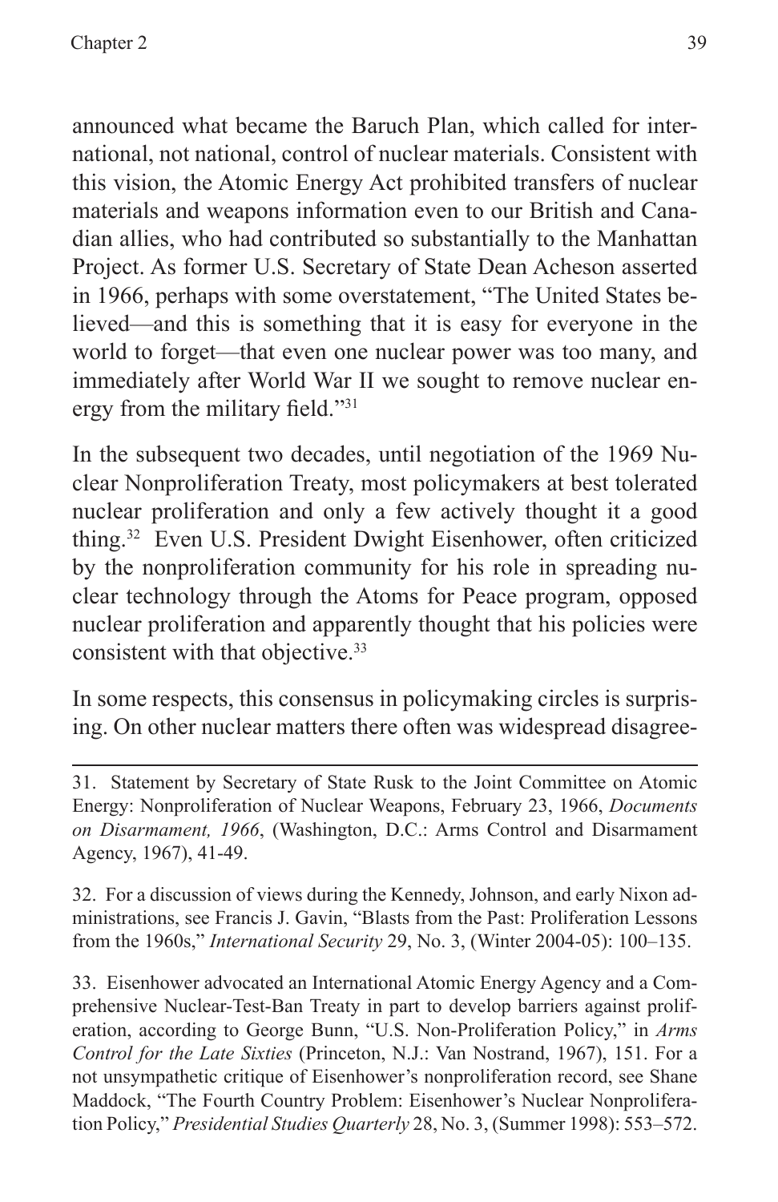announced what became the Baruch Plan, which called for international, not national, control of nuclear materials. Consistent with this vision, the Atomic Energy Act prohibited transfers of nuclear materials and weapons information even to our British and Canadian allies, who had contributed so substantially to the Manhattan Project. As former U.S. Secretary of State Dean Acheson asserted in 1966, perhaps with some overstatement, "The United States believed—and this is something that it is easy for everyone in the world to forget—that even one nuclear power was too many, and immediately after World War II we sought to remove nuclear energy from the military field."[31]

In the subsequent two decades, until negotiation of the 1969 Nuclear Nonproliferation Treaty, most policymakers at best tolerated nuclear proliferation and only a few actively thought it a good thing.[32] Even U.S. President Dwight Eisenhower, often criticized by the nonproliferation community for his role in spreading nuclear technology through the Atoms for Peace program, opposed nuclear proliferation and apparently thought that his policies were consistent with that objective.[33]

In some respects, this consensus in policymaking circles is surprising. On other nuclear matters there often was widespread disagree-

---

31. Statement by Secretary of State Rusk to the Joint Committee on Atomic Energy: Nonproliferation of Nuclear Weapons, February 23, 1966, *Documents on Disarmament, 1966*, (Washington, D.C.: Arms Control and Disarmament Agency, 1967), 41-49.

32. For a discussion of views during the Kennedy, Johnson, and early Nixon administrations, see Francis J. Gavin, "Blasts from the Past: Proliferation Lessons from the 1960s," *International Security* 29, No. 3, (Winter 2004-05): 100–135.

33. Eisenhower advocated an International Atomic Energy Agency and a Comprehensive Nuclear-Test-Ban Treaty in part to develop barriers against proliferation, according to George Bunn, "U.S. Non-Proliferation Policy," in *Arms Control for the Late Sixties* (Princeton, N.J.: Van Nostrand, 1967), 151. For a not unsympathetic critique of Eisenhower's nonproliferation record, see Shane Maddock, "The Fourth Country Problem: Eisenhower's Nuclear Nonproliferation Policy," *Presidential Studies Quarterly* 28, No. 3, (Summer 1998): 553–572.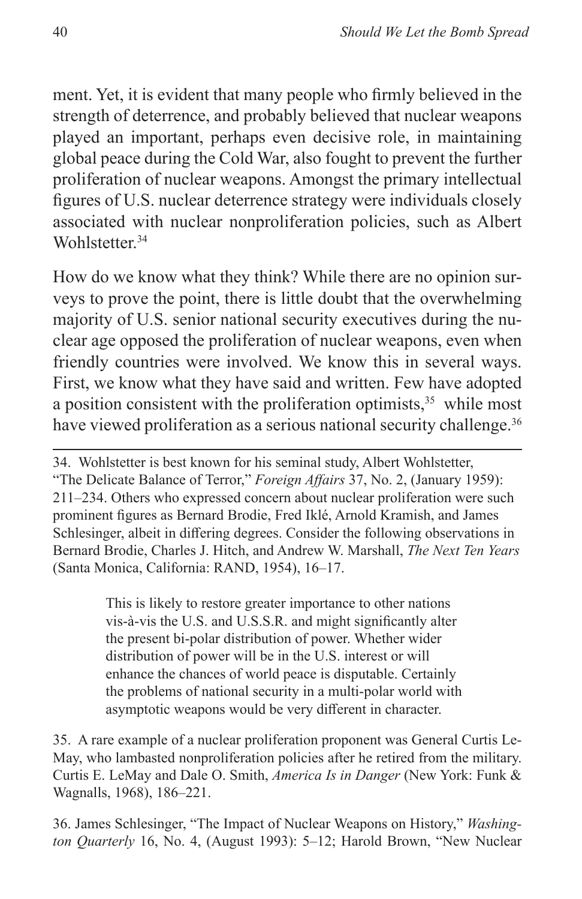ment. Yet, it is evident that many people who firmly believed in the strength of deterrence, and probably believed that nuclear weapons played an important, perhaps even decisive role, in maintaining global peace during the Cold War, also fought to prevent the further proliferation of nuclear weapons. Amongst the primary intellectual figures of U.S. nuclear deterrence strategy were individuals closely associated with nuclear nonproliferation policies, such as Albert Wohlstetter.[34]

How do we know what they think? While there are no opinion surveys to prove the point, there is little doubt that the overwhelming majority of U.S. senior national security executives during the nuclear age opposed the proliferation of nuclear weapons, even when friendly countries were involved. We know this in several ways. First, we know what they have said and written. Few have adopted a position consistent with the proliferation optimists,[35] while most have viewed proliferation as a serious national security challenge.[36]

---

34. Wohlstetter is best known for his seminal study, Albert Wohlstetter, "The Delicate Balance of Terror," *Foreign Affairs* 37, No. 2, (January 1959): 211–234. Others who expressed concern about nuclear proliferation were such prominent figures as Bernard Brodie, Fred Iklé, Arnold Kramish, and James Schlesinger, albeit in differing degrees. Consider the following observations in Bernard Brodie, Charles J. Hitch, and Andrew W. Marshall, *The Next Ten Years* (Santa Monica, California: RAND, 1954), 16–17.

> This is likely to restore greater importance to other nations vis-à-vis the U.S. and U.S.S.R. and might significantly alter the present bi-polar distribution of power. Whether wider distribution of power will be in the U.S. interest or will enhance the chances of world peace is disputable. Certainly the problems of national security in a multi-polar world with asymptotic weapons would be very different in character.

35. A rare example of a nuclear proliferation proponent was General Curtis LeMay, who lambasted nonproliferation policies after he retired from the military. Curtis E. LeMay and Dale O. Smith, *America Is in Danger* (New York: Funk & Wagnalls, 1968), 186–221.

36. James Schlesinger, "The Impact of Nuclear Weapons on History," *Washington Quarterly* 16, No. 4, (August 1993): 5–12; Harold Brown, "New Nuclear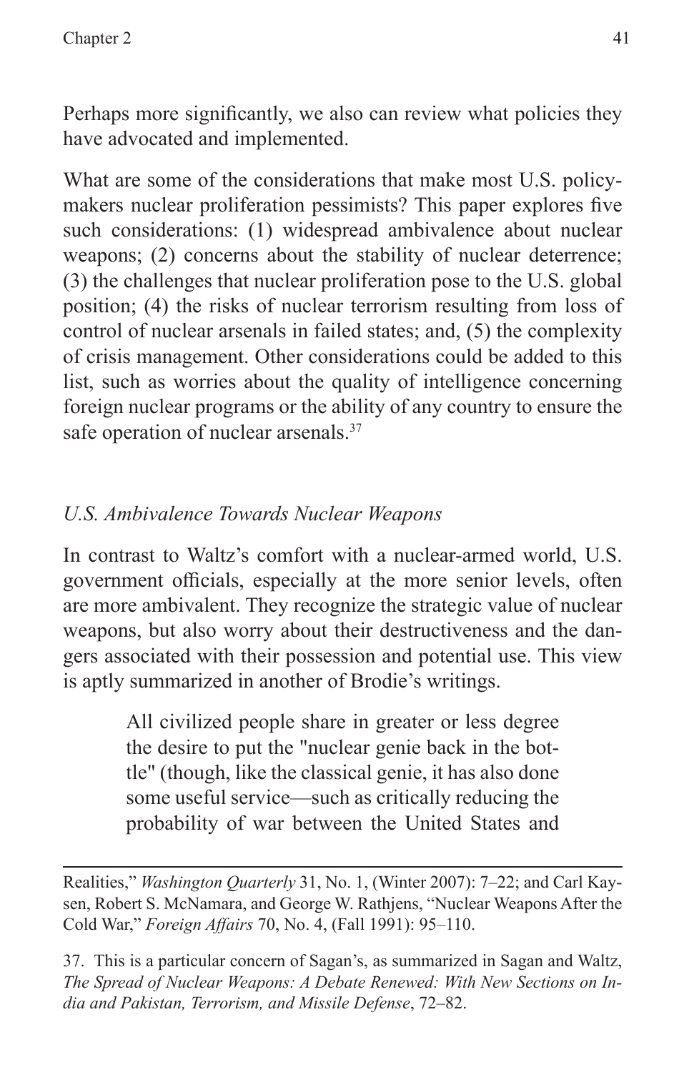Perhaps more significantly, we also can review what policies they have advocated and implemented.

What are some of the considerations that make most U.S. policy-makers nuclear proliferation pessimists? This paper explores five such considerations: (1) widespread ambivalence about nuclear weapons; (2) concerns about the stability of nuclear deterrence; (3) the challenges that nuclear proliferation pose to the U.S. global position; (4) the risks of nuclear terrorism resulting from loss of control of nuclear arsenals in failed states; and, (5) the complexity of crisis management. Other considerations could be added to this list, such as worries about the quality of intelligence concerning foreign nuclear programs or the ability of any country to ensure the safe operation of nuclear arsenals.[37]

### *U.S. Ambivalence Towards Nuclear Weapons*

In contrast to Waltz's comfort with a nuclear-armed world, U.S. government officials, especially at the more senior levels, often are more ambivalent. They recognize the strategic value of nuclear weapons, but also worry about their destructiveness and the dangers associated with their possession and potential use. This view is aptly summarized in another of Brodie's writings.

> All civilized people share in greater or less degree the desire to put the "nuclear genie back in the bottle" (though, like the classical genie, it has also done some useful service—such as critically reducing the probability of war between the United States and

---

Realities," *Washington Quarterly* 31, No. 1, (Winter 2007): 7–22; and Carl Kaysen, Robert S. McNamara, and George W. Rathjens, "Nuclear Weapons After the Cold War," *Foreign Affairs* 70, No. 4, (Fall 1991): 95–110.

37. This is a particular concern of Sagan's, as summarized in Sagan and Waltz, *The Spread of Nuclear Weapons: A Debate Renewed: With New Sections on India and Pakistan, Terrorism, and Missile Defense*, 72–82.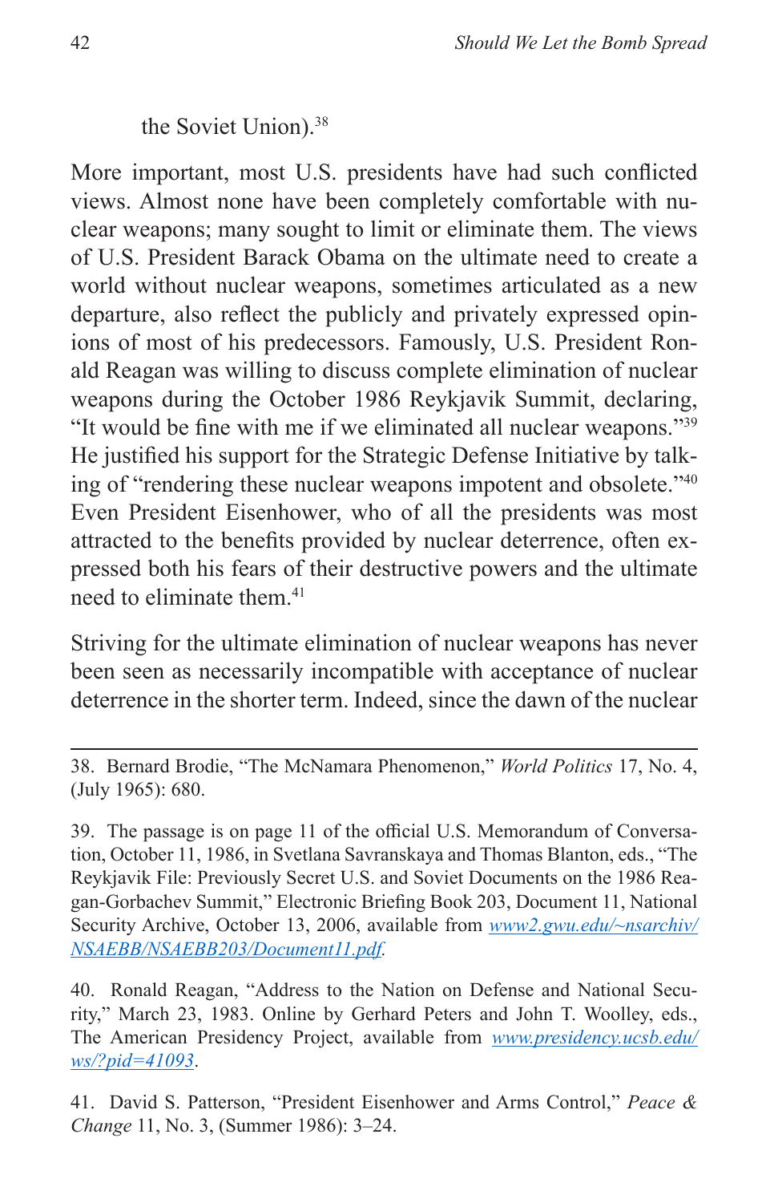the Soviet Union).[38]

More important, most U.S. presidents have had such conflicted views. Almost none have been completely comfortable with nuclear weapons; many sought to limit or eliminate them. The views of U.S. President Barack Obama on the ultimate need to create a world without nuclear weapons, sometimes articulated as a new departure, also reflect the publicly and privately expressed opinions of most of his predecessors. Famously, U.S. President Ronald Reagan was willing to discuss complete elimination of nuclear weapons during the October 1986 Reykjavik Summit, declaring, "It would be fine with me if we eliminated all nuclear weapons."[39] He justified his support for the Strategic Defense Initiative by talking of "rendering these nuclear weapons impotent and obsolete."[40] Even President Eisenhower, who of all the presidents was most attracted to the benefits provided by nuclear deterrence, often expressed both his fears of their destructive powers and the ultimate need to eliminate them.[41]

Striving for the ultimate elimination of nuclear weapons has never been seen as necessarily incompatible with acceptance of nuclear deterrence in the shorter term. Indeed, since the dawn of the nuclear

---

38. Bernard Brodie, "The McNamara Phenomenon," *World Politics* 17, No. 4, (July 1965): 680.

39. The passage is on page 11 of the official U.S. Memorandum of Conversation, October 11, 1986, in Svetlana Savranskaya and Thomas Blanton, eds., "The Reykjavik File: Previously Secret U.S. and Soviet Documents on the 1986 Reagan-Gorbachev Summit," Electronic Briefing Book 203, Document 11, National Security Archive, October 13, 2006, available from *www2.gwu.edu/~nsarchiv/NSAEBB/NSAEBB203/Document11.pdf*.

40. Ronald Reagan, "Address to the Nation on Defense and National Security," March 23, 1983. Online by Gerhard Peters and John T. Woolley, eds., The American Presidency Project, available from *www.presidency.ucsb.edu/ws/?pid=41093*.

41. David S. Patterson, "President Eisenhower and Arms Control," *Peace & Change* 11, No. 3, (Summer 1986): 3–24.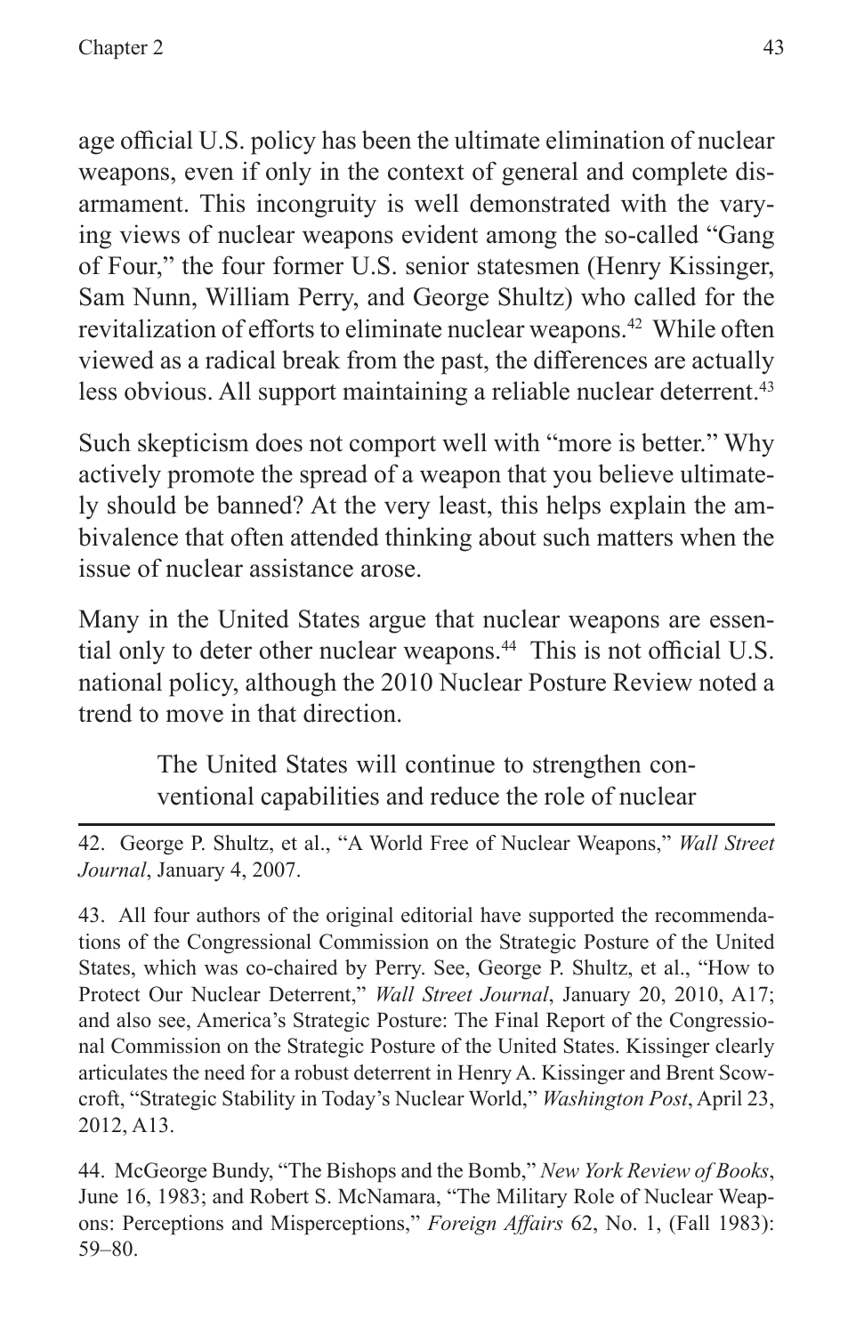age official U.S. policy has been the ultimate elimination of nuclear weapons, even if only in the context of general and complete disarmament. This incongruity is well demonstrated with the varying views of nuclear weapons evident among the so-called "Gang of Four," the four former U.S. senior statesmen (Henry Kissinger, Sam Nunn, William Perry, and George Shultz) who called for the revitalization of efforts to eliminate nuclear weapons.[42] While often viewed as a radical break from the past, the differences are actually less obvious. All support maintaining a reliable nuclear deterrent.[43]

Such skepticism does not comport well with "more is better." Why actively promote the spread of a weapon that you believe ultimately should be banned? At the very least, this helps explain the ambivalence that often attended thinking about such matters when the issue of nuclear assistance arose.

Many in the United States argue that nuclear weapons are essential only to deter other nuclear weapons.[44] This is not official U.S. national policy, although the 2010 Nuclear Posture Review noted a trend to move in that direction.

> The United States will continue to strengthen conventional capabilities and reduce the role of nuclear

---

42. George P. Shultz, et al., "A World Free of Nuclear Weapons," *Wall Street Journal*, January 4, 2007.

43. All four authors of the original editorial have supported the recommendations of the Congressional Commission on the Strategic Posture of the United States, which was co-chaired by Perry. See, George P. Shultz, et al., "How to Protect Our Nuclear Deterrent," *Wall Street Journal*, January 20, 2010, A17; and also see, America's Strategic Posture: The Final Report of the Congressional Commission on the Strategic Posture of the United States. Kissinger clearly articulates the need for a robust deterrent in Henry A. Kissinger and Brent Scowcroft, "Strategic Stability in Today's Nuclear World," *Washington Post*, April 23, 2012, A13.

44. McGeorge Bundy, "The Bishops and the Bomb," *New York Review of Books*, June 16, 1983; and Robert S. McNamara, "The Military Role of Nuclear Weapons: Perceptions and Misperceptions," *Foreign Affairs* 62, No. 1, (Fall 1983): 59–80.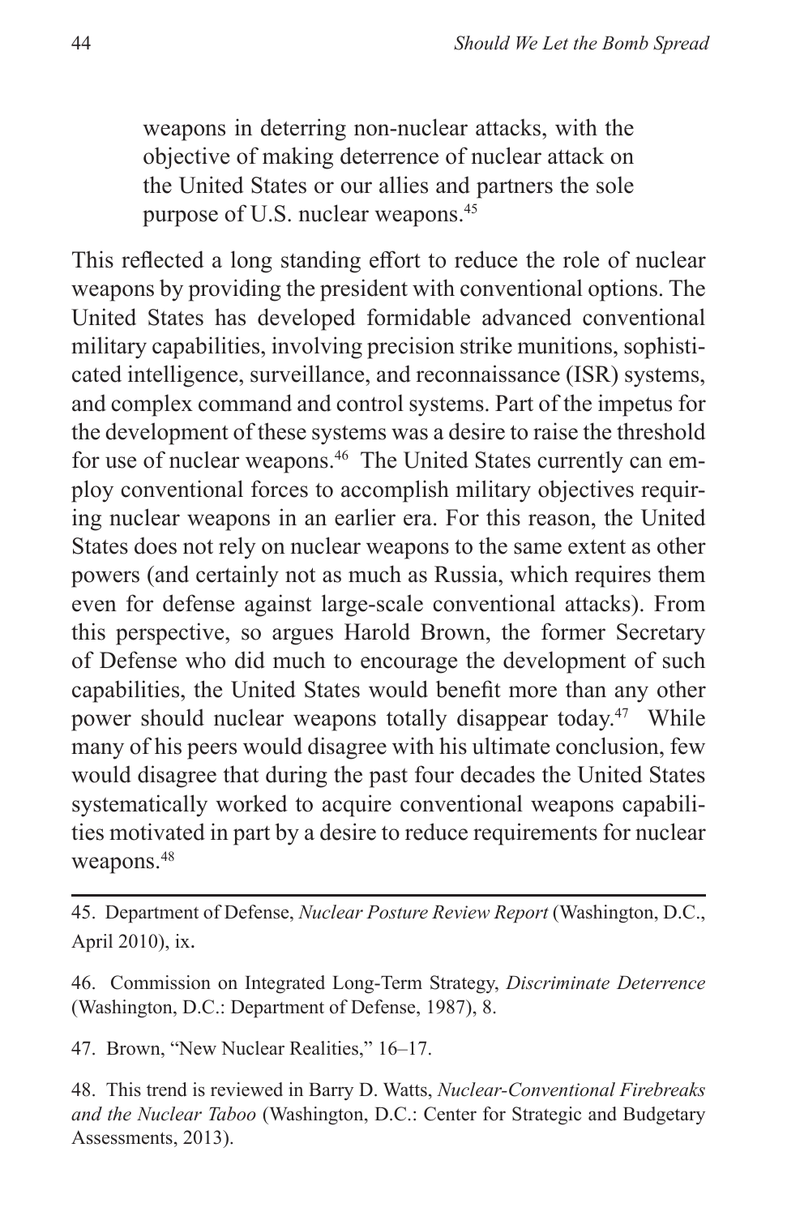> weapons in deterring non-nuclear attacks, with the objective of making deterrence of nuclear attack on the United States or our allies and partners the sole purpose of U.S. nuclear weapons.[45]

This reflected a long standing effort to reduce the role of nuclear weapons by providing the president with conventional options. The United States has developed formidable advanced conventional military capabilities, involving precision strike munitions, sophisticated intelligence, surveillance, and reconnaissance (ISR) systems, and complex command and control systems. Part of the impetus for the development of these systems was a desire to raise the threshold for use of nuclear weapons.[46] The United States currently can employ conventional forces to accomplish military objectives requiring nuclear weapons in an earlier era. For this reason, the United States does not rely on nuclear weapons to the same extent as other powers (and certainly not as much as Russia, which requires them even for defense against large-scale conventional attacks). From this perspective, so argues Harold Brown, the former Secretary of Defense who did much to encourage the development of such capabilities, the United States would benefit more than any other power should nuclear weapons totally disappear today.[47] While many of his peers would disagree with his ultimate conclusion, few would disagree that during the past four decades the United States systematically worked to acquire conventional weapons capabilities motivated in part by a desire to reduce requirements for nuclear weapons.[48]

---

45. Department of Defense, *Nuclear Posture Review Report* (Washington, D.C., April 2010), ix.

46. Commission on Integrated Long-Term Strategy, *Discriminate Deterrence* (Washington, D.C.: Department of Defense, 1987), 8.

47. Brown, "New Nuclear Realities," 16–17.

48. This trend is reviewed in Barry D. Watts, *Nuclear-Conventional Firebreaks and the Nuclear Taboo* (Washington, D.C.: Center for Strategic and Budgetary Assessments, 2013).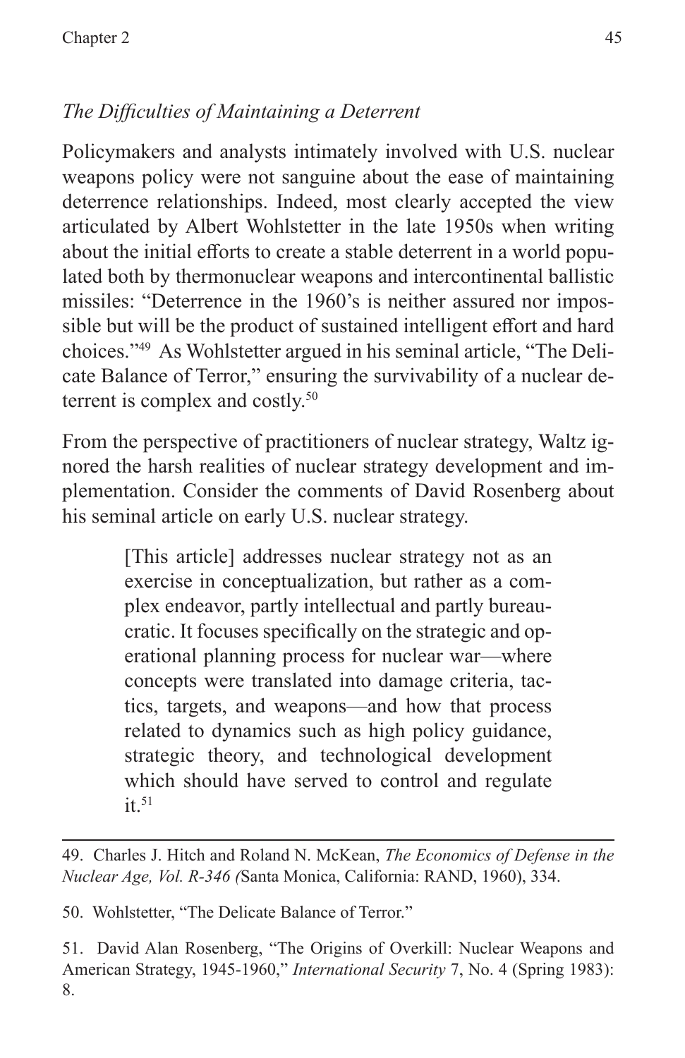*The Difficulties of Maintaining a Deterrent*

Policymakers and analysts intimately involved with U.S. nuclear weapons policy were not sanguine about the ease of maintaining deterrence relationships. Indeed, most clearly accepted the view articulated by Albert Wohlstetter in the late 1950s when writing about the initial efforts to create a stable deterrent in a world populated both by thermonuclear weapons and intercontinental ballistic missiles: "Deterrence in the 1960's is neither assured nor impossible but will be the product of sustained intelligent effort and hard choices."[49] As Wohlstetter argued in his seminal article, "The Delicate Balance of Terror," ensuring the survivability of a nuclear deterrent is complex and costly.[50]

From the perspective of practitioners of nuclear strategy, Waltz ignored the harsh realities of nuclear strategy development and implementation. Consider the comments of David Rosenberg about his seminal article on early U.S. nuclear strategy.

> [This article] addresses nuclear strategy not as an exercise in conceptualization, but rather as a complex endeavor, partly intellectual and partly bureaucratic. It focuses specifically on the strategic and operational planning process for nuclear war—where concepts were translated into damage criteria, tactics, targets, and weapons—and how that process related to dynamics such as high policy guidance, strategic theory, and technological development which should have served to control and regulate it.[51]

---

49. Charles J. Hitch and Roland N. McKean, *The Economics of Defense in the Nuclear Age, Vol. R-346 (*Santa Monica, California: RAND, 1960), 334.

50. Wohlstetter, "The Delicate Balance of Terror."

51. David Alan Rosenberg, "The Origins of Overkill: Nuclear Weapons and American Strategy, 1945-1960," *International Security* 7, No. 4 (Spring 1983): 8.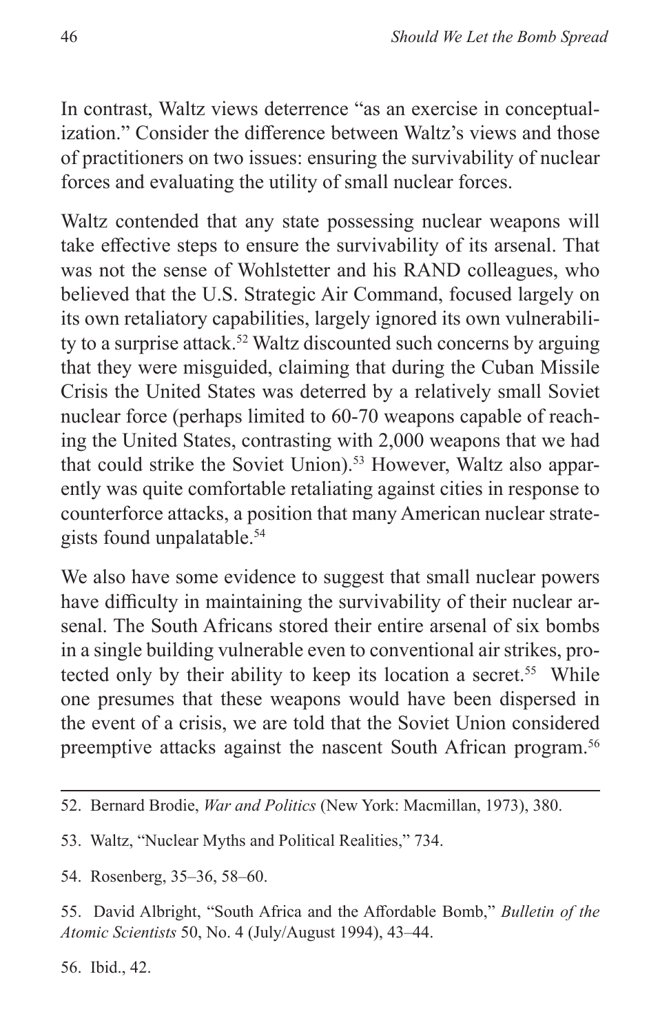In contrast, Waltz views deterrence "as an exercise in conceptualization." Consider the difference between Waltz's views and those of practitioners on two issues: ensuring the survivability of nuclear forces and evaluating the utility of small nuclear forces.

Waltz contended that any state possessing nuclear weapons will take effective steps to ensure the survivability of its arsenal. That was not the sense of Wohlstetter and his RAND colleagues, who believed that the U.S. Strategic Air Command, focused largely on its own retaliatory capabilities, largely ignored its own vulnerability to a surprise attack.[52] Waltz discounted such concerns by arguing that they were misguided, claiming that during the Cuban Missile Crisis the United States was deterred by a relatively small Soviet nuclear force (perhaps limited to 60-70 weapons capable of reaching the United States, contrasting with 2,000 weapons that we had that could strike the Soviet Union).[53] However, Waltz also apparently was quite comfortable retaliating against cities in response to counterforce attacks, a position that many American nuclear strategists found unpalatable.[54]

We also have some evidence to suggest that small nuclear powers have difficulty in maintaining the survivability of their nuclear arsenal. The South Africans stored their entire arsenal of six bombs in a single building vulnerable even to conventional air strikes, protected only by their ability to keep its location a secret.[55] While one presumes that these weapons would have been dispersed in the event of a crisis, we are told that the Soviet Union considered preemptive attacks against the nascent South African program.[56]

---

52. Bernard Brodie, *War and Politics* (New York: Macmillan, 1973), 380.

53. Waltz, "Nuclear Myths and Political Realities," 734.

54. Rosenberg, 35–36, 58–60.

55. David Albright, "South Africa and the Affordable Bomb," *Bulletin of the Atomic Scientists* 50, No. 4 (July/August 1994), 43–44.

56. Ibid., 42.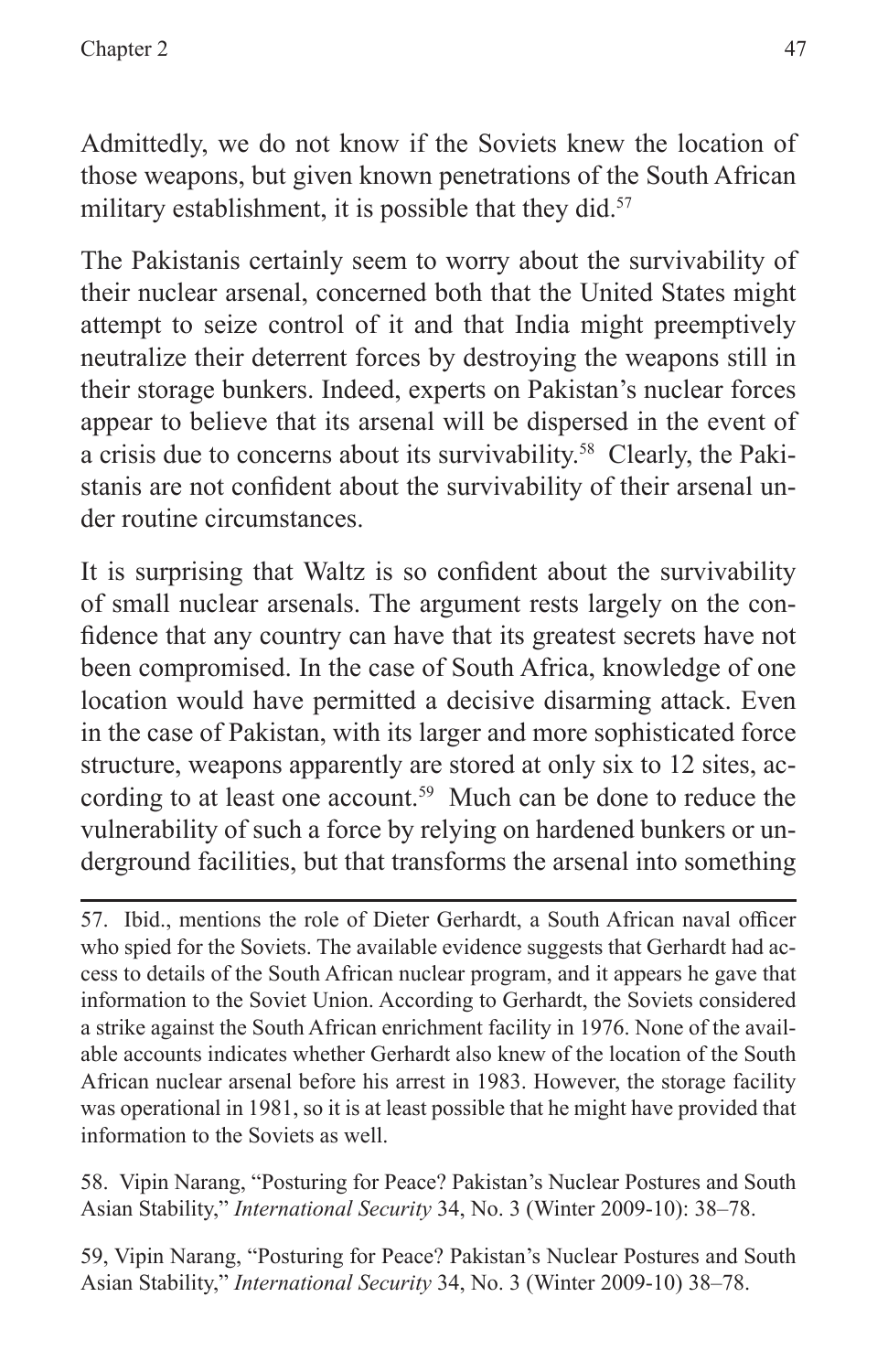Admittedly, we do not know if the Soviets knew the location of those weapons, but given known penetrations of the South African military establishment, it is possible that they did.[57]

The Pakistanis certainly seem to worry about the survivability of their nuclear arsenal, concerned both that the United States might attempt to seize control of it and that India might preemptively neutralize their deterrent forces by destroying the weapons still in their storage bunkers. Indeed, experts on Pakistan's nuclear forces appear to believe that its arsenal will be dispersed in the event of a crisis due to concerns about its survivability.[58] Clearly, the Pakistanis are not confident about the survivability of their arsenal under routine circumstances.

It is surprising that Waltz is so confident about the survivability of small nuclear arsenals. The argument rests largely on the confidence that any country can have that its greatest secrets have not been compromised. In the case of South Africa, knowledge of one location would have permitted a decisive disarming attack. Even in the case of Pakistan, with its larger and more sophisticated force structure, weapons apparently are stored at only six to 12 sites, according to at least one account.[59] Much can be done to reduce the vulnerability of such a force by relying on hardened bunkers or underground facilities, but that transforms the arsenal into something

---

57. Ibid., mentions the role of Dieter Gerhardt, a South African naval officer who spied for the Soviets. The available evidence suggests that Gerhardt had access to details of the South African nuclear program, and it appears he gave that information to the Soviet Union. According to Gerhardt, the Soviets considered a strike against the South African enrichment facility in 1976. None of the available accounts indicates whether Gerhardt also knew of the location of the South African nuclear arsenal before his arrest in 1983. However, the storage facility was operational in 1981, so it is at least possible that he might have provided that information to the Soviets as well.

58. Vipin Narang, "Posturing for Peace? Pakistan's Nuclear Postures and South Asian Stability," *International Security* 34, No. 3 (Winter 2009-10): 38–78.

59, Vipin Narang, "Posturing for Peace? Pakistan's Nuclear Postures and South Asian Stability," *International Security* 34, No. 3 (Winter 2009-10) 38–78.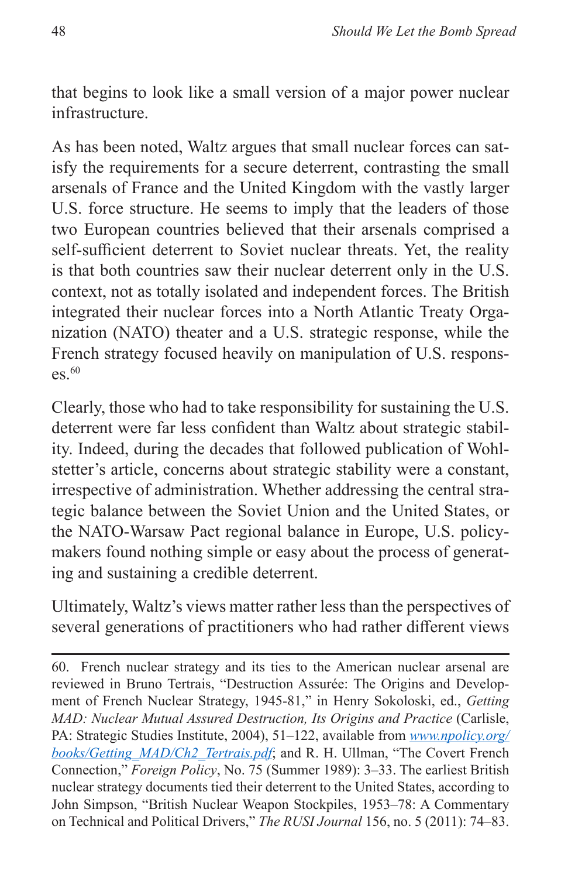that begins to look like a small version of a major power nuclear infrastructure.

As has been noted, Waltz argues that small nuclear forces can satisfy the requirements for a secure deterrent, contrasting the small arsenals of France and the United Kingdom with the vastly larger U.S. force structure. He seems to imply that the leaders of those two European countries believed that their arsenals comprised a self-sufficient deterrent to Soviet nuclear threats. Yet, the reality is that both countries saw their nuclear deterrent only in the U.S. context, not as totally isolated and independent forces. The British integrated their nuclear forces into a North Atlantic Treaty Organization (NATO) theater and a U.S. strategic response, while the French strategy focused heavily on manipulation of U.S. responses.[60]

Clearly, those who had to take responsibility for sustaining the U.S. deterrent were far less confident than Waltz about strategic stability. Indeed, during the decades that followed publication of Wohlstetter's article, concerns about strategic stability were a constant, irrespective of administration. Whether addressing the central strategic balance between the Soviet Union and the United States, or the NATO-Warsaw Pact regional balance in Europe, U.S. policymakers found nothing simple or easy about the process of generating and sustaining a credible deterrent.

Ultimately, Waltz's views matter rather less than the perspectives of several generations of practitioners who had rather different views

---

60. French nuclear strategy and its ties to the American nuclear arsenal are reviewed in Bruno Tertrais, "Destruction Assurée: The Origins and Development of French Nuclear Strategy, 1945-81," in Henry Sokoloski, ed., *Getting MAD: Nuclear Mutual Assured Destruction, Its Origins and Practice* (Carlisle, PA: Strategic Studies Institute, 2004), 51–122, available from www.npolicy.org/books/Getting_MAD/Ch2_Tertrais.pdf; and R. H. Ullman, "The Covert French Connection," *Foreign Policy*, No. 75 (Summer 1989): 3–33. The earliest British nuclear strategy documents tied their deterrent to the United States, according to John Simpson, "British Nuclear Weapon Stockpiles, 1953–78: A Commentary on Technical and Political Drivers," *The RUSI Journal* 156, no. 5 (2011): 74–83.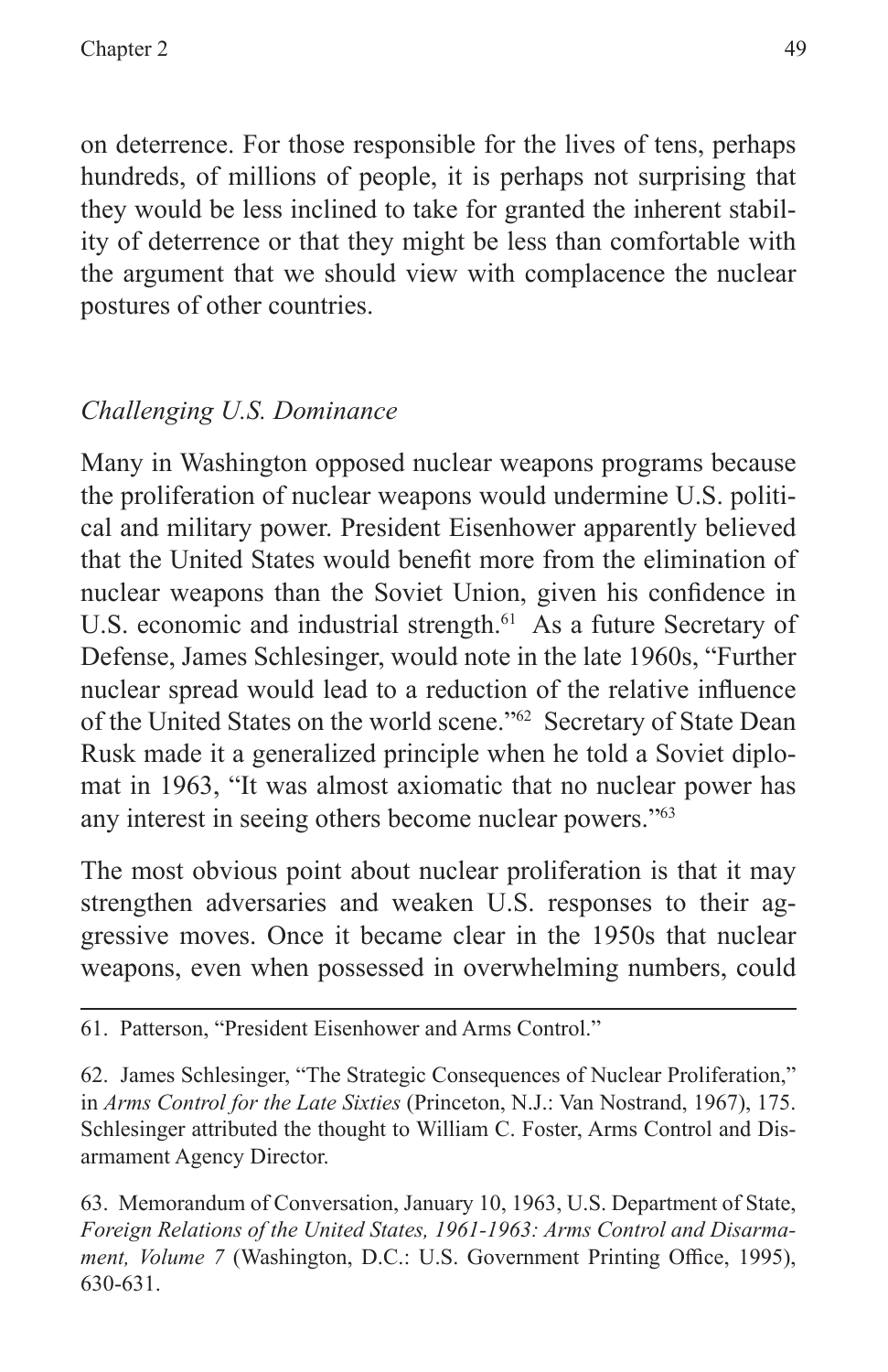on deterrence. For those responsible for the lives of tens, perhaps hundreds, of millions of people, it is perhaps not surprising that they would be less inclined to take for granted the inherent stability of deterrence or that they might be less than comfortable with the argument that we should view with complacence the nuclear postures of other countries.

### *Challenging U.S. Dominance*

Many in Washington opposed nuclear weapons programs because the proliferation of nuclear weapons would undermine U.S. political and military power. President Eisenhower apparently believed that the United States would benefit more from the elimination of nuclear weapons than the Soviet Union, given his confidence in U.S. economic and industrial strength.[61] As a future Secretary of Defense, James Schlesinger, would note in the late 1960s, "Further nuclear spread would lead to a reduction of the relative influence of the United States on the world scene."[62] Secretary of State Dean Rusk made it a generalized principle when he told a Soviet diplomat in 1963, "It was almost axiomatic that no nuclear power has any interest in seeing others become nuclear powers."[63]

The most obvious point about nuclear proliferation is that it may strengthen adversaries and weaken U.S. responses to their aggressive moves. Once it became clear in the 1950s that nuclear weapons, even when possessed in overwhelming numbers, could

---

61. Patterson, "President Eisenhower and Arms Control."

62. James Schlesinger, "The Strategic Consequences of Nuclear Proliferation," in *Arms Control for the Late Sixties* (Princeton, N.J.: Van Nostrand, 1967), 175. Schlesinger attributed the thought to William C. Foster, Arms Control and Disarmament Agency Director.

63. Memorandum of Conversation, January 10, 1963, U.S. Department of State, *Foreign Relations of the United States, 1961-1963: Arms Control and Disarmament, Volume 7* (Washington, D.C.: U.S. Government Printing Office, 1995), 630-631.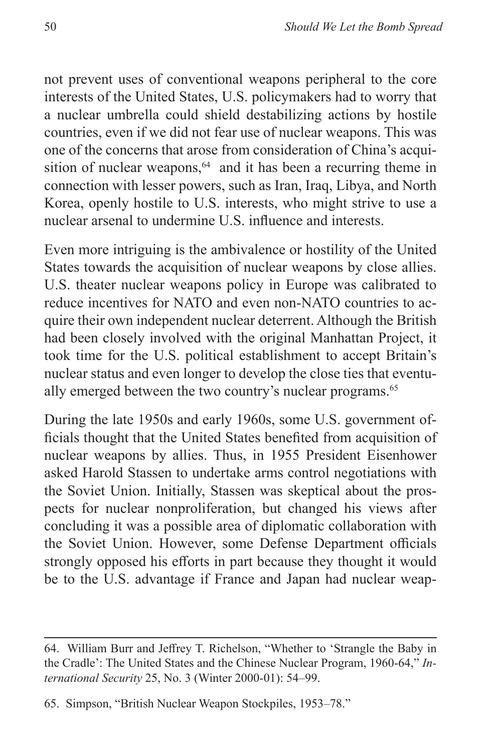not prevent uses of conventional weapons peripheral to the core interests of the United States, U.S. policymakers had to worry that a nuclear umbrella could shield destabilizing actions by hostile countries, even if we did not fear use of nuclear weapons. This was one of the concerns that arose from consideration of China's acquisition of nuclear weapons,[64] and it has been a recurring theme in connection with lesser powers, such as Iran, Iraq, Libya, and North Korea, openly hostile to U.S. interests, who might strive to use a nuclear arsenal to undermine U.S. influence and interests.

Even more intriguing is the ambivalence or hostility of the United States towards the acquisition of nuclear weapons by close allies. U.S. theater nuclear weapons policy in Europe was calibrated to reduce incentives for NATO and even non-NATO countries to acquire their own independent nuclear deterrent. Although the British had been closely involved with the original Manhattan Project, it took time for the U.S. political establishment to accept Britain's nuclear status and even longer to develop the close ties that eventually emerged between the two country's nuclear programs.[65]

During the late 1950s and early 1960s, some U.S. government officials thought that the United States benefited from acquisition of nuclear weapons by allies. Thus, in 1955 President Eisenhower asked Harold Stassen to undertake arms control negotiations with the Soviet Union. Initially, Stassen was skeptical about the prospects for nuclear nonproliferation, but changed his views after concluding it was a possible area of diplomatic collaboration with the Soviet Union. However, some Defense Department officials strongly opposed his efforts in part because they thought it would be to the U.S. advantage if France and Japan had nuclear weap-

---

64. William Burr and Jeffrey T. Richelson, "Whether to 'Strangle the Baby in the Cradle': The United States and the Chinese Nuclear Program, 1960-64," *International Security* 25, No. 3 (Winter 2000-01): 54–99.

65. Simpson, "British Nuclear Weapon Stockpiles, 1953–78."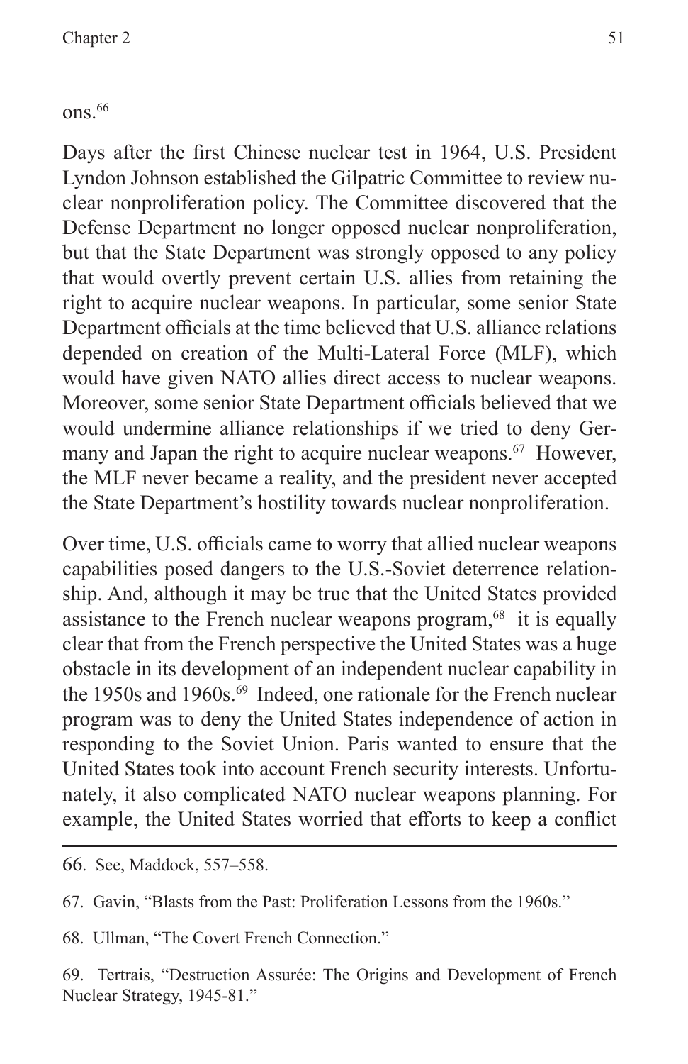ons.[66]

Days after the first Chinese nuclear test in 1964, U.S. President Lyndon Johnson established the Gilpatric Committee to review nuclear nonproliferation policy. The Committee discovered that the Defense Department no longer opposed nuclear nonproliferation, but that the State Department was strongly opposed to any policy that would overtly prevent certain U.S. allies from retaining the right to acquire nuclear weapons. In particular, some senior State Department officials at the time believed that U.S. alliance relations depended on creation of the Multi-Lateral Force (MLF), which would have given NATO allies direct access to nuclear weapons. Moreover, some senior State Department officials believed that we would undermine alliance relationships if we tried to deny Germany and Japan the right to acquire nuclear weapons.[67] However, the MLF never became a reality, and the president never accepted the State Department's hostility towards nuclear nonproliferation.

Over time, U.S. officials came to worry that allied nuclear weapons capabilities posed dangers to the U.S.-Soviet deterrence relationship. And, although it may be true that the United States provided assistance to the French nuclear weapons program,[68] it is equally clear that from the French perspective the United States was a huge obstacle in its development of an independent nuclear capability in the 1950s and 1960s.[69] Indeed, one rationale for the French nuclear program was to deny the United States independence of action in responding to the Soviet Union. Paris wanted to ensure that the United States took into account French security interests. Unfortunately, it also complicated NATO nuclear weapons planning. For example, the United States worried that efforts to keep a conflict

---

66. See, Maddock, 557–558.

67. Gavin, "Blasts from the Past: Proliferation Lessons from the 1960s."

68. Ullman, "The Covert French Connection."

69. Tertrais, "Destruction Assurée: The Origins and Development of French Nuclear Strategy, 1945-81."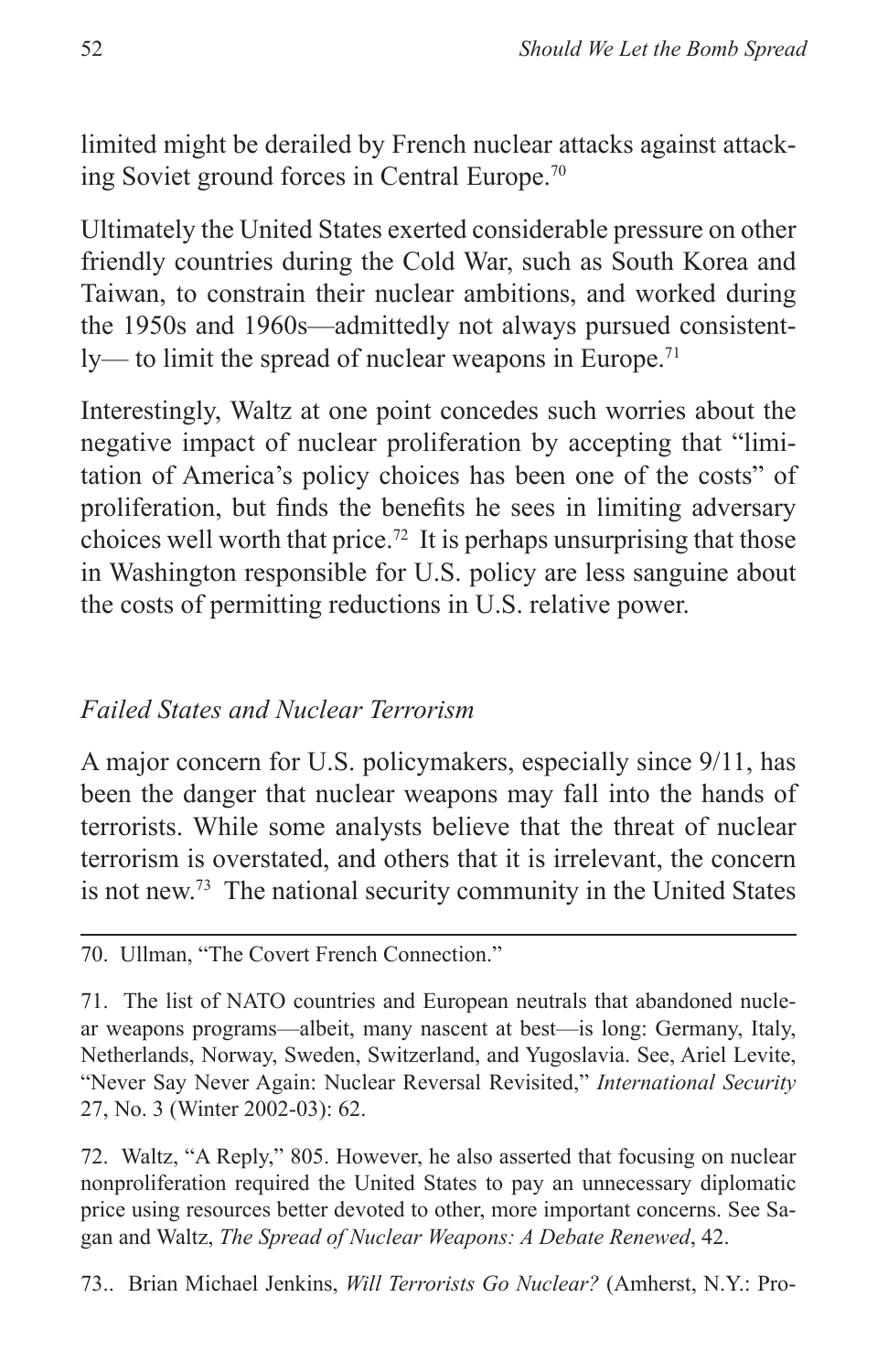limited might be derailed by French nuclear attacks against attacking Soviet ground forces in Central Europe.[70]

Ultimately the United States exerted considerable pressure on other friendly countries during the Cold War, such as South Korea and Taiwan, to constrain their nuclear ambitions, and worked during the 1950s and 1960s—admittedly not always pursued consistently— to limit the spread of nuclear weapons in Europe.[71]

Interestingly, Waltz at one point concedes such worries about the negative impact of nuclear proliferation by accepting that "limitation of America's policy choices has been one of the costs" of proliferation, but finds the benefits he sees in limiting adversary choices well worth that price.[72] It is perhaps unsurprising that those in Washington responsible for U.S. policy are less sanguine about the costs of permitting reductions in U.S. relative power.

### *Failed States and Nuclear Terrorism*

A major concern for U.S. policymakers, especially since 9/11, has been the danger that nuclear weapons may fall into the hands of terrorists. While some analysts believe that the threat of nuclear terrorism is overstated, and others that it is irrelevant, the concern is not new.[73] The national security community in the United States

---

70. Ullman, "The Covert French Connection."

71. The list of NATO countries and European neutrals that abandoned nuclear weapons programs—albeit, many nascent at best—is long: Germany, Italy, Netherlands, Norway, Sweden, Switzerland, and Yugoslavia. See, Ariel Levite, "Never Say Never Again: Nuclear Reversal Revisited," *International Security* 27, No. 3 (Winter 2002-03): 62.

72. Waltz, "A Reply," 805. However, he also asserted that focusing on nuclear nonproliferation required the United States to pay an unnecessary diplomatic price using resources better devoted to other, more important concerns. See Sagan and Waltz, *The Spread of Nuclear Weapons: A Debate Renewed*, 42.

73.. Brian Michael Jenkins, *Will Terrorists Go Nuclear?* (Amherst, N.Y.: Pro-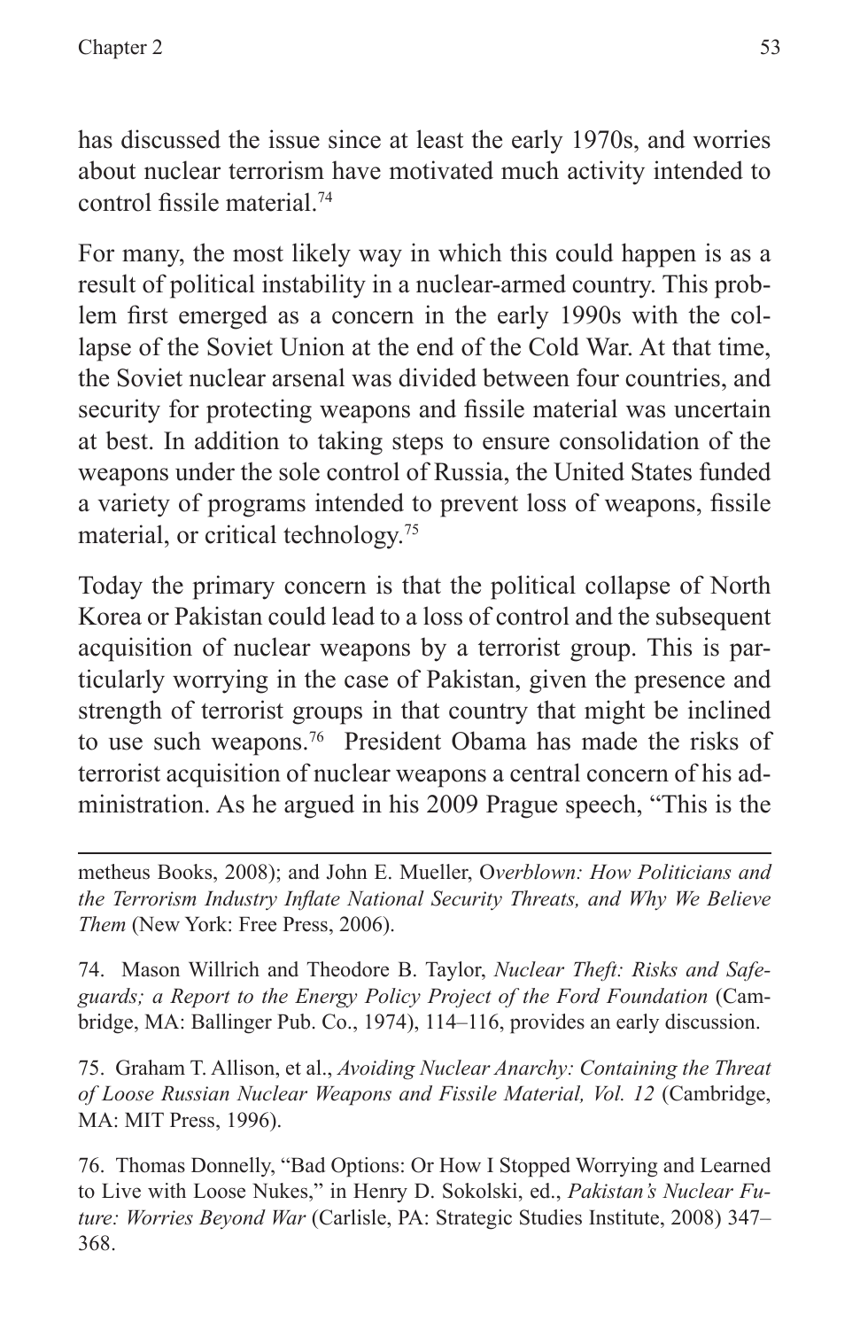has discussed the issue since at least the early 1970s, and worries about nuclear terrorism have motivated much activity intended to control fissile material.[74]

For many, the most likely way in which this could happen is as a result of political instability in a nuclear-armed country. This problem first emerged as a concern in the early 1990s with the collapse of the Soviet Union at the end of the Cold War. At that time, the Soviet nuclear arsenal was divided between four countries, and security for protecting weapons and fissile material was uncertain at best. In addition to taking steps to ensure consolidation of the weapons under the sole control of Russia, the United States funded a variety of programs intended to prevent loss of weapons, fissile material, or critical technology.[75]

Today the primary concern is that the political collapse of North Korea or Pakistan could lead to a loss of control and the subsequent acquisition of nuclear weapons by a terrorist group. This is particularly worrying in the case of Pakistan, given the presence and strength of terrorist groups in that country that might be inclined to use such weapons.[76] President Obama has made the risks of terrorist acquisition of nuclear weapons a central concern of his administration. As he argued in his 2009 Prague speech, "This is the

---

metheus Books, 2008); and John E. Mueller, O*verblown: How Politicians and the Terrorism Industry Inflate National Security Threats, and Why We Believe Them* (New York: Free Press, 2006).

74. Mason Willrich and Theodore B. Taylor, *Nuclear Theft: Risks and Safeguards; a Report to the Energy Policy Project of the Ford Foundation* (Cambridge, MA: Ballinger Pub. Co., 1974), 114–116, provides an early discussion.

75. Graham T. Allison, et al., *Avoiding Nuclear Anarchy: Containing the Threat of Loose Russian Nuclear Weapons and Fissile Material, Vol. 12* (Cambridge, MA: MIT Press, 1996).

76. Thomas Donnelly, "Bad Options: Or How I Stopped Worrying and Learned to Live with Loose Nukes," in Henry D. Sokolski, ed., *Pakistan's Nuclear Future: Worries Beyond War* (Carlisle, PA: Strategic Studies Institute, 2008) 347–368.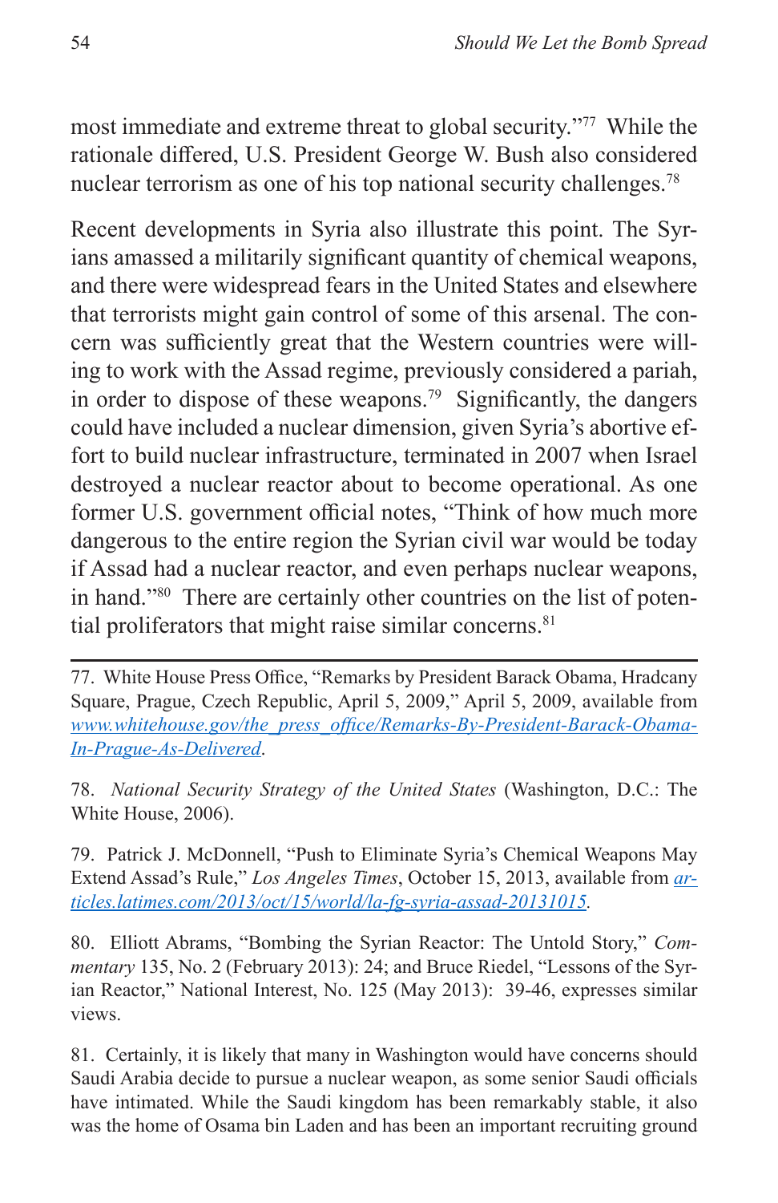most immediate and extreme threat to global security."[77] While the rationale differed, U.S. President George W. Bush also considered nuclear terrorism as one of his top national security challenges.[78]

Recent developments in Syria also illustrate this point. The Syrians amassed a militarily significant quantity of chemical weapons, and there were widespread fears in the United States and elsewhere that terrorists might gain control of some of this arsenal. The concern was sufficiently great that the Western countries were willing to work with the Assad regime, previously considered a pariah, in order to dispose of these weapons.[79] Significantly, the dangers could have included a nuclear dimension, given Syria's abortive effort to build nuclear infrastructure, terminated in 2007 when Israel destroyed a nuclear reactor about to become operational. As one former U.S. government official notes, "Think of how much more dangerous to the entire region the Syrian civil war would be today if Assad had a nuclear reactor, and even perhaps nuclear weapons, in hand."[80] There are certainly other countries on the list of potential proliferators that might raise similar concerns.[81]

---

77. White House Press Office, "Remarks by President Barack Obama, Hradcany Square, Prague, Czech Republic, April 5, 2009," April 5, 2009, available from *www.whitehouse.gov/the_press_office/Remarks-By-President-Barack-Obama-In-Prague-As-Delivered*.

78. *National Security Strategy of the United States* (Washington, D.C.: The White House, 2006).

79. Patrick J. McDonnell, "Push to Eliminate Syria's Chemical Weapons May Extend Assad's Rule," *Los Angeles Times*, October 15, 2013, available from *articles.latimes.com/2013/oct/15/world/la-fg-syria-assad-20131015*.

80. Elliott Abrams, "Bombing the Syrian Reactor: The Untold Story," *Commentary* 135, No. 2 (February 2013): 24; and Bruce Riedel, "Lessons of the Syrian Reactor," National Interest, No. 125 (May 2013): 39-46, expresses similar views.

81. Certainly, it is likely that many in Washington would have concerns should Saudi Arabia decide to pursue a nuclear weapon, as some senior Saudi officials have intimated. While the Saudi kingdom has been remarkably stable, it also was the home of Osama bin Laden and has been an important recruiting ground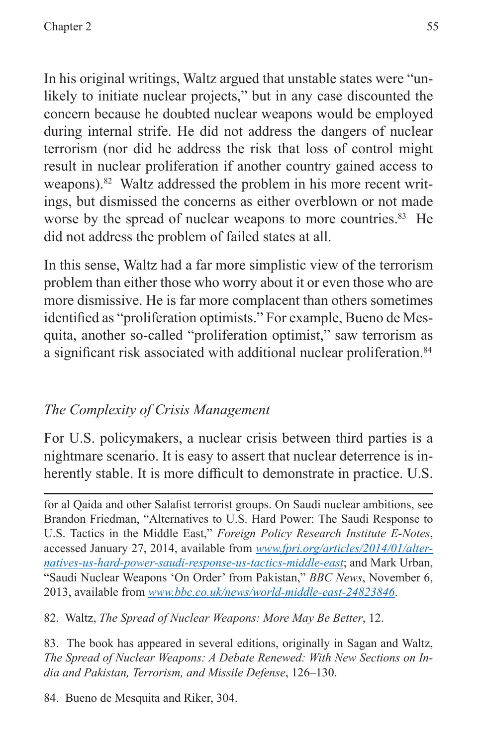In his original writings, Waltz argued that unstable states were "unlikely to initiate nuclear projects," but in any case discounted the concern because he doubted nuclear weapons would be employed during internal strife. He did not address the dangers of nuclear terrorism (nor did he address the risk that loss of control might result in nuclear proliferation if another country gained access to weapons).[82] Waltz addressed the problem in his more recent writings, but dismissed the concerns as either overblown or not made worse by the spread of nuclear weapons to more countries.[83] He did not address the problem of failed states at all.

In this sense, Waltz had a far more simplistic view of the terrorism problem than either those who worry about it or even those who are more dismissive. He is far more complacent than others sometimes identified as "proliferation optimists." For example, Bueno de Mesquita, another so-called "proliferation optimist," saw terrorism as a significant risk associated with additional nuclear proliferation.[84]

### *The Complexity of Crisis Management*

For U.S. policymakers, a nuclear crisis between third parties is a nightmare scenario. It is easy to assert that nuclear deterrence is inherently stable. It is more difficult to demonstrate in practice. U.S.

---

for al Qaida and other Salafist terrorist groups. On Saudi nuclear ambitions, see Brandon Friedman, "Alternatives to U.S. Hard Power: The Saudi Response to U.S. Tactics in the Middle East," *Foreign Policy Research Institute E-Notes*, accessed January 27, 2014, available from *www.fpri.org/articles/2014/01/alternatives-us-hard-power-saudi-response-us-tactics-middle-east*; and Mark Urban, "Saudi Nuclear Weapons 'On Order' from Pakistan," *BBC News*, November 6, 2013, available from *www.bbc.co.uk/news/world-middle-east-24823846*.

82. Waltz, *The Spread of Nuclear Weapons: More May Be Better*, 12.

83. The book has appeared in several editions, originally in Sagan and Waltz, *The Spread of Nuclear Weapons: A Debate Renewed: With New Sections on India and Pakistan, Terrorism, and Missile Defense*, 126–130.

84. Bueno de Mesquita and Riker, 304.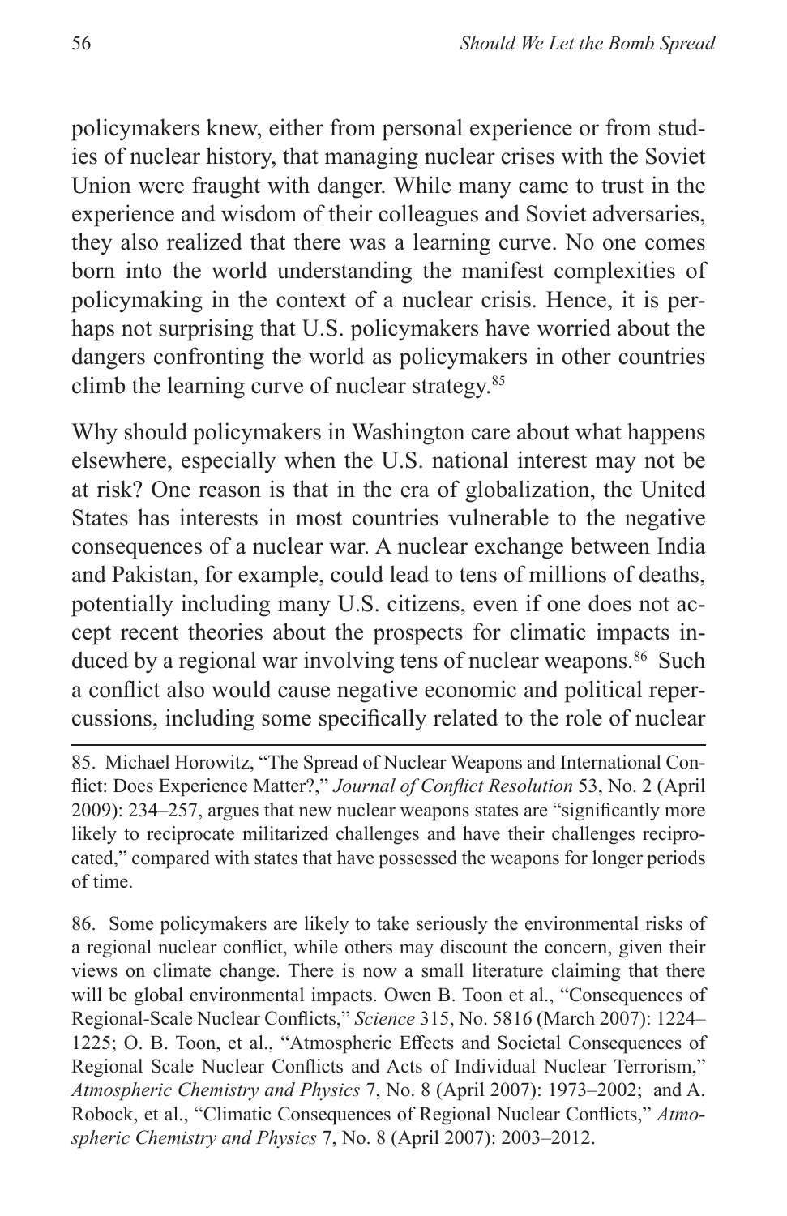policymakers knew, either from personal experience or from studies of nuclear history, that managing nuclear crises with the Soviet Union were fraught with danger. While many came to trust in the experience and wisdom of their colleagues and Soviet adversaries, they also realized that there was a learning curve. No one comes born into the world understanding the manifest complexities of policymaking in the context of a nuclear crisis. Hence, it is perhaps not surprising that U.S. policymakers have worried about the dangers confronting the world as policymakers in other countries climb the learning curve of nuclear strategy.[85]

Why should policymakers in Washington care about what happens elsewhere, especially when the U.S. national interest may not be at risk? One reason is that in the era of globalization, the United States has interests in most countries vulnerable to the negative consequences of a nuclear war. A nuclear exchange between India and Pakistan, for example, could lead to tens of millions of deaths, potentially including many U.S. citizens, even if one does not accept recent theories about the prospects for climatic impacts induced by a regional war involving tens of nuclear weapons.[86] Such a conflict also would cause negative economic and political repercussions, including some specifically related to the role of nuclear

---

85. Michael Horowitz, "The Spread of Nuclear Weapons and International Conflict: Does Experience Matter?," *Journal of Conflict Resolution* 53, No. 2 (April 2009): 234–257, argues that new nuclear weapons states are "significantly more likely to reciprocate militarized challenges and have their challenges reciprocated," compared with states that have possessed the weapons for longer periods of time.

86. Some policymakers are likely to take seriously the environmental risks of a regional nuclear conflict, while others may discount the concern, given their views on climate change. There is now a small literature claiming that there will be global environmental impacts. Owen B. Toon et al., "Consequences of Regional-Scale Nuclear Conflicts," *Science* 315, No. 5816 (March 2007): 1224–1225; O. B. Toon, et al., "Atmospheric Effects and Societal Consequences of Regional Scale Nuclear Conflicts and Acts of Individual Nuclear Terrorism," *Atmospheric Chemistry and Physics* 7, No. 8 (April 2007): 1973–2002; and A. Robock, et al., "Climatic Consequences of Regional Nuclear Conflicts," *Atmospheric Chemistry and Physics* 7, No. 8 (April 2007): 2003–2012.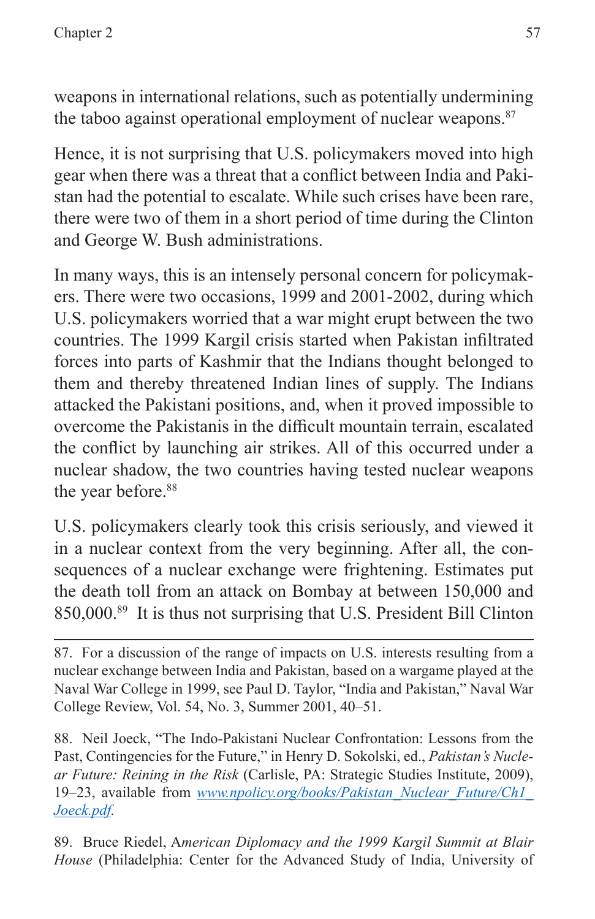weapons in international relations, such as potentially undermining the taboo against operational employment of nuclear weapons.[87]

Hence, it is not surprising that U.S. policymakers moved into high gear when there was a threat that a conflict between India and Pakistan had the potential to escalate. While such crises have been rare, there were two of them in a short period of time during the Clinton and George W. Bush administrations.

In many ways, this is an intensely personal concern for policymakers. There were two occasions, 1999 and 2001-2002, during which U.S. policymakers worried that a war might erupt between the two countries. The 1999 Kargil crisis started when Pakistan infiltrated forces into parts of Kashmir that the Indians thought belonged to them and thereby threatened Indian lines of supply. The Indians attacked the Pakistani positions, and, when it proved impossible to overcome the Pakistanis in the difficult mountain terrain, escalated the conflict by launching air strikes. All of this occurred under a nuclear shadow, the two countries having tested nuclear weapons the year before.[88]

U.S. policymakers clearly took this crisis seriously, and viewed it in a nuclear context from the very beginning. After all, the consequences of a nuclear exchange were frightening. Estimates put the death toll from an attack on Bombay at between 150,000 and 850,000.[89] It is thus not surprising that U.S. President Bill Clinton

---

87. For a discussion of the range of impacts on U.S. interests resulting from a nuclear exchange between India and Pakistan, based on a wargame played at the Naval War College in 1999, see Paul D. Taylor, "India and Pakistan," Naval War College Review, Vol. 54, No. 3, Summer 2001, 40–51.

88. Neil Joeck, "The Indo-Pakistani Nuclear Confrontation: Lessons from the Past, Contingencies for the Future," in Henry D. Sokolski, ed., *Pakistan's Nuclear Future: Reining in the Risk* (Carlisle, PA: Strategic Studies Institute, 2009), 19–23, available from *www.npolicy.org/books/Pakistan_Nuclear_Future/Ch1_Joeck.pdf*.

89. Bruce Riedel, A*merican Diplomacy and the 1999 Kargil Summit at Blair House* (Philadelphia: Center for the Advanced Study of India, University of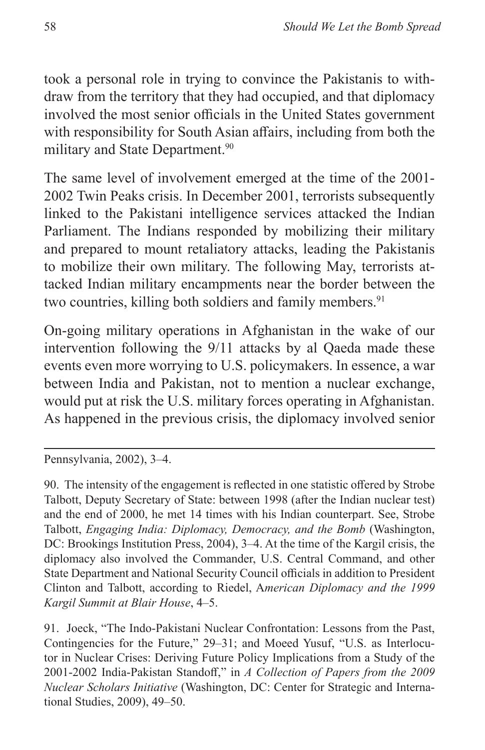took a personal role in trying to convince the Pakistanis to withdraw from the territory that they had occupied, and that diplomacy involved the most senior officials in the United States government with responsibility for South Asian affairs, including from both the military and State Department.[90]

The same level of involvement emerged at the time of the 2001-2002 Twin Peaks crisis. In December 2001, terrorists subsequently linked to the Pakistani intelligence services attacked the Indian Parliament. The Indians responded by mobilizing their military and prepared to mount retaliatory attacks, leading the Pakistanis to mobilize their own military. The following May, terrorists attacked Indian military encampments near the border between the two countries, killing both soldiers and family members.[91]

On-going military operations in Afghanistan in the wake of our intervention following the 9/11 attacks by al Qaeda made these events even more worrying to U.S. policymakers. In essence, a war between India and Pakistan, not to mention a nuclear exchange, would put at risk the U.S. military forces operating in Afghanistan. As happened in the previous crisis, the diplomacy involved senior

---

Pennsylvania, 2002), 3–4.

90. The intensity of the engagement is reflected in one statistic offered by Strobe Talbott, Deputy Secretary of State: between 1998 (after the Indian nuclear test) and the end of 2000, he met 14 times with his Indian counterpart. See, Strobe Talbott, *Engaging India: Diplomacy, Democracy, and the Bomb* (Washington, DC: Brookings Institution Press, 2004), 3–4. At the time of the Kargil crisis, the diplomacy also involved the Commander, U.S. Central Command, and other State Department and National Security Council officials in addition to President Clinton and Talbott, according to Riedel, A*merican Diplomacy and the 1999 Kargil Summit at Blair House*, 4–5.

91. Joeck, "The Indo-Pakistani Nuclear Confrontation: Lessons from the Past, Contingencies for the Future," 29–31; and Moeed Yusuf, "U.S. as Interlocutor in Nuclear Crises: Deriving Future Policy Implications from a Study of the 2001-2002 India-Pakistan Standoff," in *A Collection of Papers from the 2009 Nuclear Scholars Initiative* (Washington, DC: Center for Strategic and International Studies, 2009), 49–50.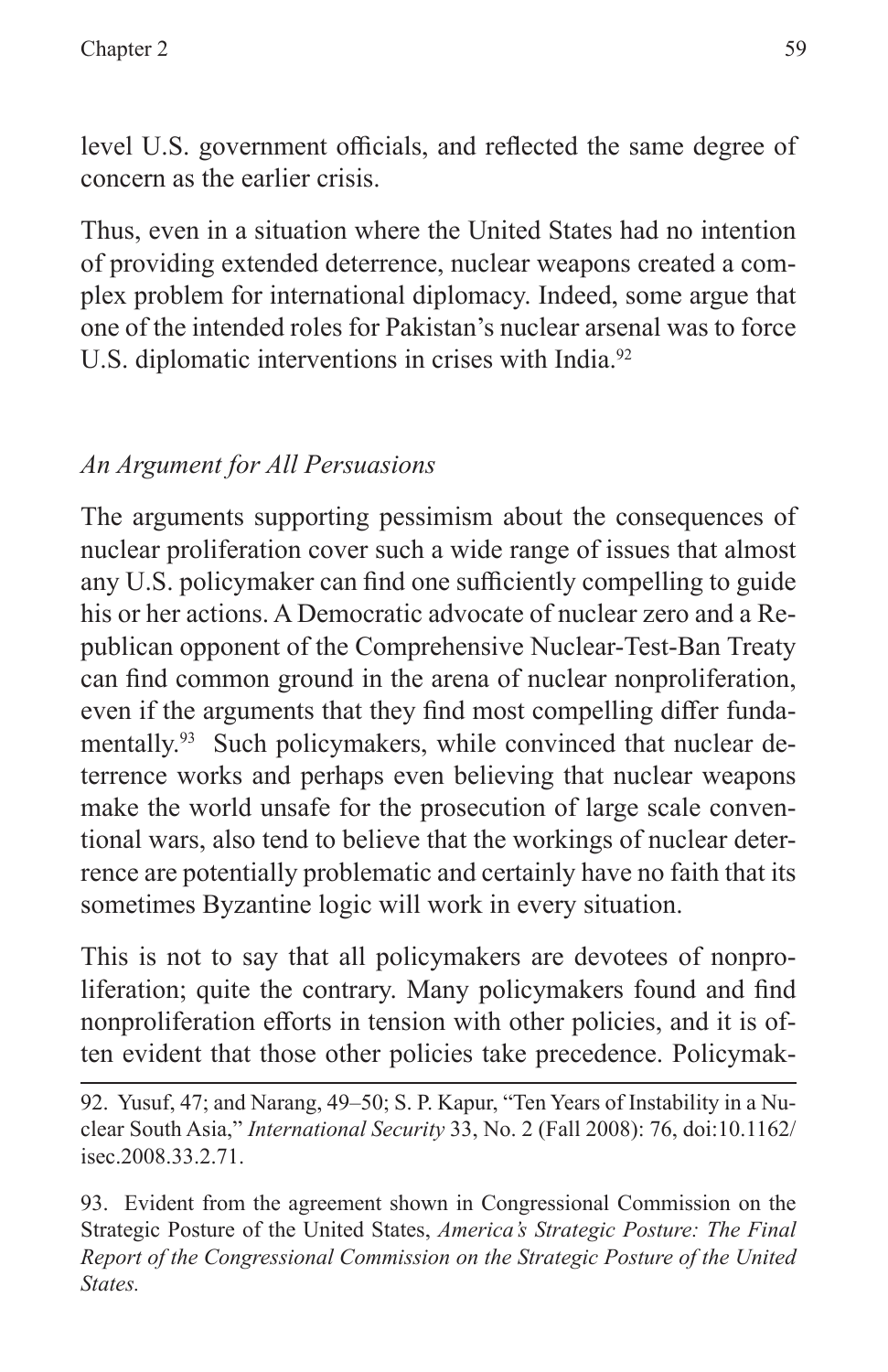level U.S. government officials, and reflected the same degree of concern as the earlier crisis.

Thus, even in a situation where the United States had no intention of providing extended deterrence, nuclear weapons created a complex problem for international diplomacy. Indeed, some argue that one of the intended roles for Pakistan's nuclear arsenal was to force U.S. diplomatic interventions in crises with India.[92]

### *An Argument for All Persuasions*

The arguments supporting pessimism about the consequences of nuclear proliferation cover such a wide range of issues that almost any U.S. policymaker can find one sufficiently compelling to guide his or her actions. A Democratic advocate of nuclear zero and a Republican opponent of the Comprehensive Nuclear-Test-Ban Treaty can find common ground in the arena of nuclear nonproliferation, even if the arguments that they find most compelling differ fundamentally.[93] Such policymakers, while convinced that nuclear deterrence works and perhaps even believing that nuclear weapons make the world unsafe for the prosecution of large scale conventional wars, also tend to believe that the workings of nuclear deterrence are potentially problematic and certainly have no faith that its sometimes Byzantine logic will work in every situation.

This is not to say that all policymakers are devotees of nonproliferation; quite the contrary. Many policymakers found and find nonproliferation efforts in tension with other policies, and it is often evident that those other policies take precedence. Policymak-

---

92. Yusuf, 47; and Narang, 49–50; S. P. Kapur, "Ten Years of Instability in a Nuclear South Asia," *International Security* 33, No. 2 (Fall 2008): 76, doi:10.1162/isec.2008.33.2.71.

93. Evident from the agreement shown in Congressional Commission on the Strategic Posture of the United States, *America's Strategic Posture: The Final Report of the Congressional Commission on the Strategic Posture of the United States.*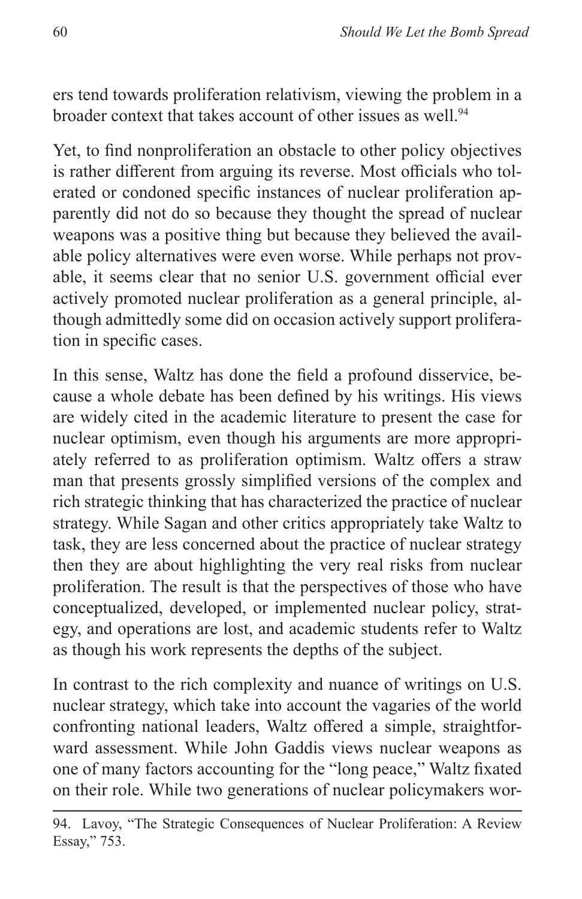ers tend towards proliferation relativism, viewing the problem in a broader context that takes account of other issues as well.[94]

Yet, to find nonproliferation an obstacle to other policy objectives is rather different from arguing its reverse. Most officials who tolerated or condoned specific instances of nuclear proliferation apparently did not do so because they thought the spread of nuclear weapons was a positive thing but because they believed the available policy alternatives were even worse. While perhaps not provable, it seems clear that no senior U.S. government official ever actively promoted nuclear proliferation as a general principle, although admittedly some did on occasion actively support proliferation in specific cases.

In this sense, Waltz has done the field a profound disservice, because a whole debate has been defined by his writings. His views are widely cited in the academic literature to present the case for nuclear optimism, even though his arguments are more appropriately referred to as proliferation optimism. Waltz offers a straw man that presents grossly simplified versions of the complex and rich strategic thinking that has characterized the practice of nuclear strategy. While Sagan and other critics appropriately take Waltz to task, they are less concerned about the practice of nuclear strategy then they are about highlighting the very real risks from nuclear proliferation. The result is that the perspectives of those who have conceptualized, developed, or implemented nuclear policy, strategy, and operations are lost, and academic students refer to Waltz as though his work represents the depths of the subject.

In contrast to the rich complexity and nuance of writings on U.S. nuclear strategy, which take into account the vagaries of the world confronting national leaders, Waltz offered a simple, straightforward assessment. While John Gaddis views nuclear weapons as one of many factors accounting for the "long peace," Waltz fixated on their role. While two generations of nuclear policymakers wor-

94. Lavoy, "The Strategic Consequences of Nuclear Proliferation: A Review Essay," 753.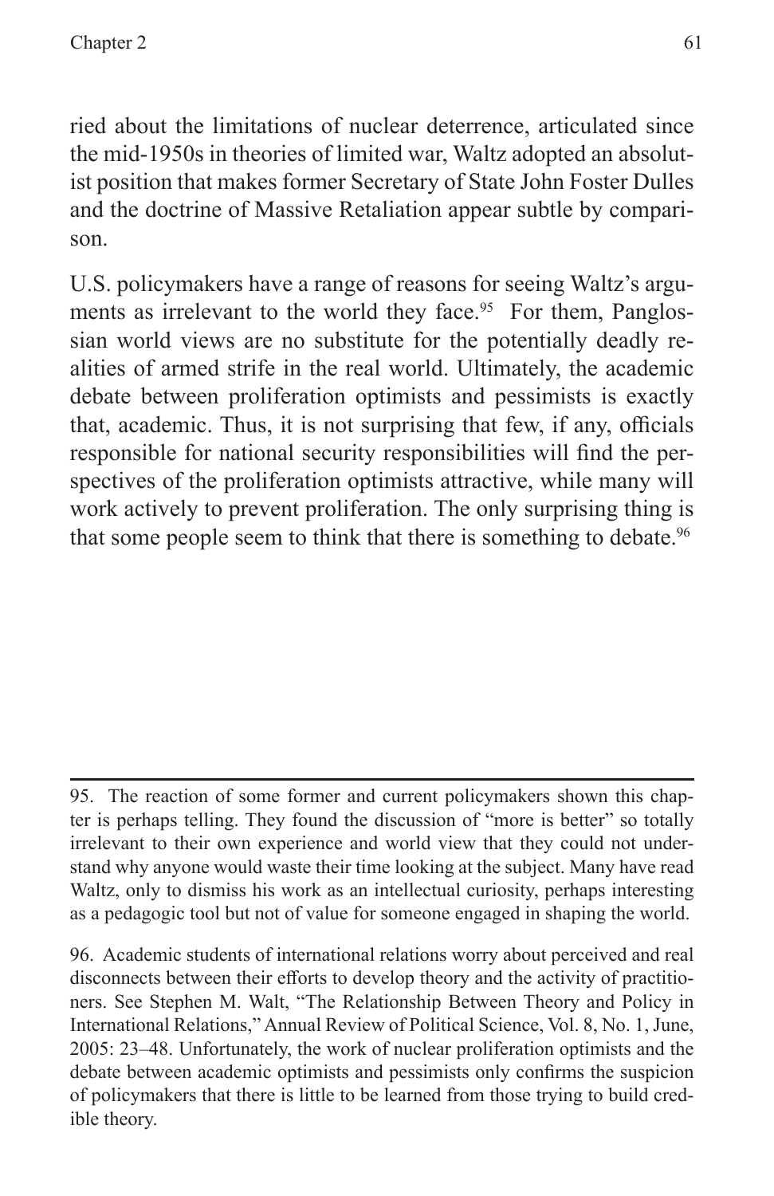ried about the limitations of nuclear deterrence, articulated since the mid-1950s in theories of limited war, Waltz adopted an absolutist position that makes former Secretary of State John Foster Dulles and the doctrine of Massive Retaliation appear subtle by comparison.

U.S. policymakers have a range of reasons for seeing Waltz's arguments as irrelevant to the world they face.[95] For them, Panglossian world views are no substitute for the potentially deadly realities of armed strife in the real world. Ultimately, the academic debate between proliferation optimists and pessimists is exactly that, academic. Thus, it is not surprising that few, if any, officials responsible for national security responsibilities will find the perspectives of the proliferation optimists attractive, while many will work actively to prevent proliferation. The only surprising thing is that some people seem to think that there is something to debate.[96]

---

95. The reaction of some former and current policymakers shown this chapter is perhaps telling. They found the discussion of "more is better" so totally irrelevant to their own experience and world view that they could not understand why anyone would waste their time looking at the subject. Many have read Waltz, only to dismiss his work as an intellectual curiosity, perhaps interesting as a pedagogic tool but not of value for someone engaged in shaping the world.

96. Academic students of international relations worry about perceived and real disconnects between their efforts to develop theory and the activity of practitioners. See Stephen M. Walt, "The Relationship Between Theory and Policy in International Relations," Annual Review of Political Science, Vol. 8, No. 1, June, 2005: 23–48. Unfortunately, the work of nuclear proliferation optimists and the debate between academic optimists and pessimists only confirms the suspicion of policymakers that there is little to be learned from those trying to build credible theory.